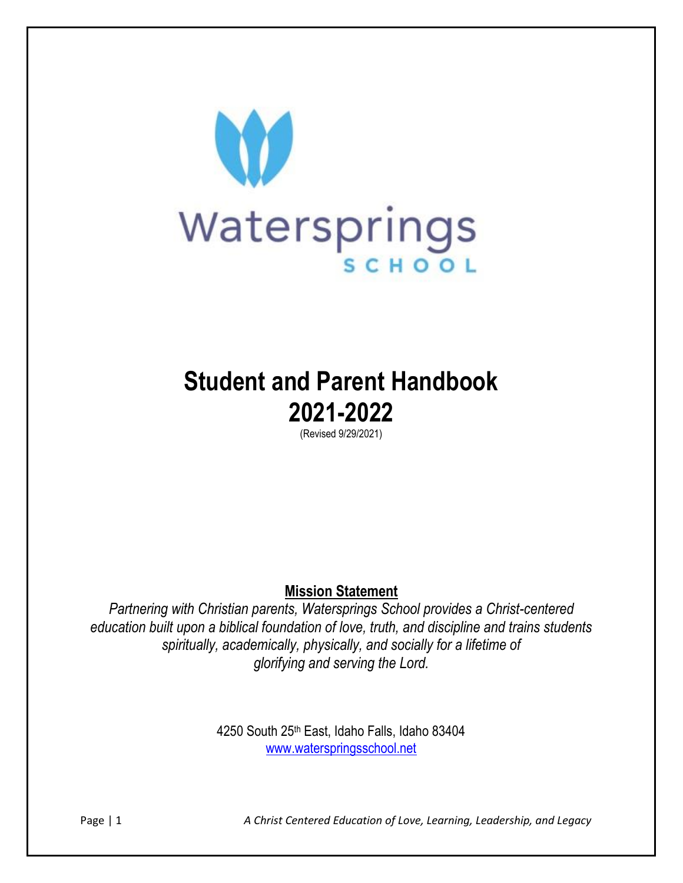Watersprings

SCHOOL

# Student and Parent Handbook 2021-2022

(Revised 9/29/2021)

**Mission Statement**

*Partnering with Christian parents, Watersprings School provides a Christ-centered education built upon a biblical foundation of love, truth, and discipline and trains students spiritually, academically, physically, and socially for a lifetime of glorifying and serving the Lord.*

4250 South 25th East, Idaho Falls, Idaho 83404
www.waterspringsschool.net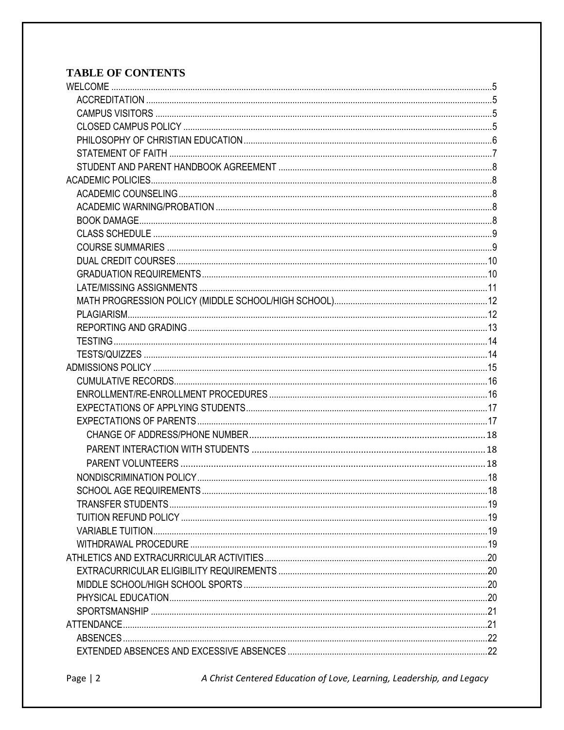# TABLE OF CONTENTS

- WELCOME ....................................................................................5
  - ACCREDITATION ....................................................................................5
  - CAMPUS VISITORS ....................................................................................5
  - CLOSED CAMPUS POLICY ....................................................................................5
  - PHILOSOPHY OF CHRISTIAN EDUCATION ....................................................................................6
  - STATEMENT OF FAITH ....................................................................................7
  - STUDENT AND PARENT HANDBOOK AGREEMENT ....................................................................................8
- ACADEMIC POLICIES ....................................................................................8
  - ACADEMIC COUNSELING ....................................................................................8
  - ACADEMIC WARNING/PROBATION ....................................................................................8
  - BOOK DAMAGE ....................................................................................8
  - CLASS SCHEDULE ....................................................................................9
  - COURSE SUMMARIES ....................................................................................9
  - DUAL CREDIT COURSES ....................................................................................10
  - GRADUATION REQUIREMENTS ....................................................................................10
  - LATE/MISSING ASSIGNMENTS ....................................................................................11
  - MATH PROGRESSION POLICY (MIDDLE SCHOOL/HIGH SCHOOL) ....................................................................................12
  - PLAGIARISM ....................................................................................12
  - REPORTING AND GRADING ....................................................................................13
  - TESTING ....................................................................................14
  - TESTS/QUIZZES ....................................................................................14
- ADMISSIONS POLICY ....................................................................................15
  - CUMULATIVE RECORDS ....................................................................................16
  - ENROLLMENT/RE-ENROLLMENT PROCEDURES ....................................................................................16
  - EXPECTATIONS OF APPLYING STUDENTS ....................................................................................17
  - EXPECTATIONS OF PARENTS ....................................................................................17
    - CHANGE OF ADDRESS/PHONE NUMBER ....................................................................................18
    - PARENT INTERACTION WITH STUDENTS ....................................................................................18
    - PARENT VOLUNTEERS ....................................................................................18
  - NONDISCRIMINATION POLICY ....................................................................................18
  - SCHOOL AGE REQUIREMENTS ....................................................................................18
  - TRANSFER STUDENTS ....................................................................................19
  - TUITION REFUND POLICY ....................................................................................19
  - VARIABLE TUITION ....................................................................................19
  - WITHDRAWAL PROCEDURE ....................................................................................19
- ATHLETICS AND EXTRACURRICULAR ACTIVITIES ....................................................................................20
  - EXTRACURRICULAR ELIGIBILITY REQUIREMENTS ....................................................................................20
  - MIDDLE SCHOOL/HIGH SCHOOL SPORTS ....................................................................................20
  - PHYSICAL EDUCATION ....................................................................................20
  - SPORTSMANSHIP ....................................................................................21
- ATTENDANCE ....................................................................................21
  - ABSENCES ....................................................................................22
  - EXTENDED ABSENCES AND EXCESSIVE ABSENCES ....................................................................................22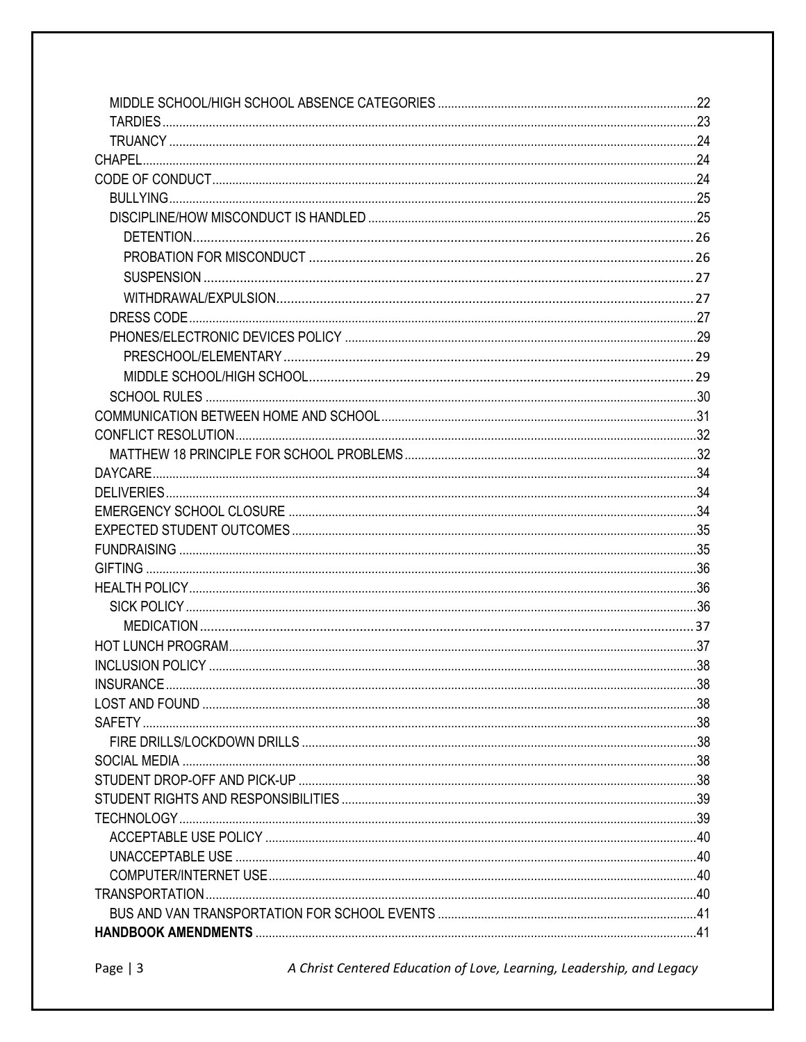- MIDDLE SCHOOL/HIGH SCHOOL ABSENCE CATEGORIES ... 22
- TARDIES ... 23
- TRUANCY ... 24

CHAPEL ... 24

CODE OF CONDUCT ... 24

- BULLYING ... 25
- DISCIPLINE/HOW MISCONDUCT IS HANDLED ... 25
  - DETENTION ... 26
  - PROBATION FOR MISCONDUCT ... 26
  - SUSPENSION ... 27
  - WITHDRAWAL/EXPULSION ... 27
- DRESS CODE ... 27
- PHONES/ELECTRONIC DEVICES POLICY ... 29
  - PRESCHOOL/ELEMENTARY ... 29
  - MIDDLE SCHOOL/HIGH SCHOOL ... 29
- SCHOOL RULES ... 30

COMMUNICATION BETWEEN HOME AND SCHOOL ... 31

CONFLICT RESOLUTION ... 32

- MATTHEW 18 PRINCIPLE FOR SCHOOL PROBLEMS ... 32

DAYCARE ... 34

DELIVERIES ... 34

EMERGENCY SCHOOL CLOSURE ... 34

EXPECTED STUDENT OUTCOMES ... 35

FUNDRAISING ... 35

GIFTING ... 36

HEALTH POLICY ... 36

- SICK POLICY ... 36
  - MEDICATION ... 37

HOT LUNCH PROGRAM ... 37

INCLUSION POLICY ... 38

INSURANCE ... 38

LOST AND FOUND ... 38

SAFETY ... 38

- FIRE DRILLS/LOCKDOWN DRILLS ... 38

SOCIAL MEDIA ... 38

STUDENT DROP-OFF AND PICK-UP ... 38

STUDENT RIGHTS AND RESPONSIBILITIES ... 39

TECHNOLOGY ... 39

- ACCEPTABLE USE POLICY ... 40
- UNACCEPTABLE USE ... 40
- COMPUTER/INTERNET USE ... 40

TRANSPORTATION ... 40

- BUS AND VAN TRANSPORTATION FOR SCHOOL EVENTS ... 41

**HANDBOOK AMENDMENTS** ... 41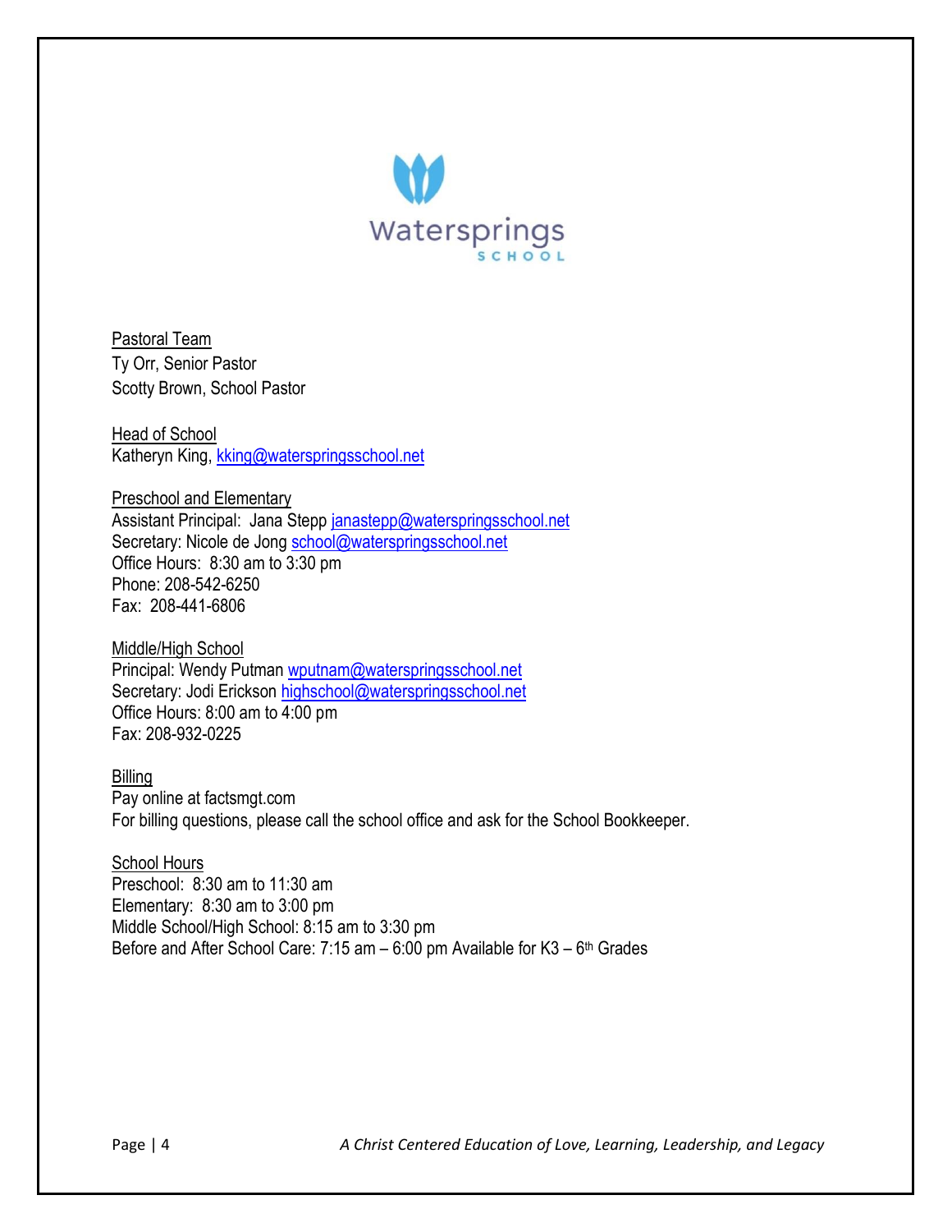Watersprings SCHOOL

Pastoral Team
Ty Orr, Senior Pastor
Scotty Brown, School Pastor

Head of School
Katheryn King, kking@waterspringsschool.net

Preschool and Elementary
Assistant Principal: Jana Stepp janastepp@waterspringsschool.net
Secretary: Nicole de Jong school@waterspringsschool.net
Office Hours: 8:30 am to 3:30 pm
Phone: 208-542-6250
Fax: 208-441-6806

Middle/High School
Principal: Wendy Putman wputnam@waterspringsschool.net
Secretary: Jodi Erickson highschool@waterspringsschool.net
Office Hours: 8:00 am to 4:00 pm
Fax: 208-932-0225

Billing
Pay online at factsmgt.com
For billing questions, please call the school office and ask for the School Bookkeeper.

School Hours
Preschool: 8:30 am to 11:30 am
Elementary: 8:30 am to 3:00 pm
Middle School/High School: 8:15 am to 3:30 pm
Before and After School Care: 7:15 am – 6:00 pm Available for K3 – 6th Grades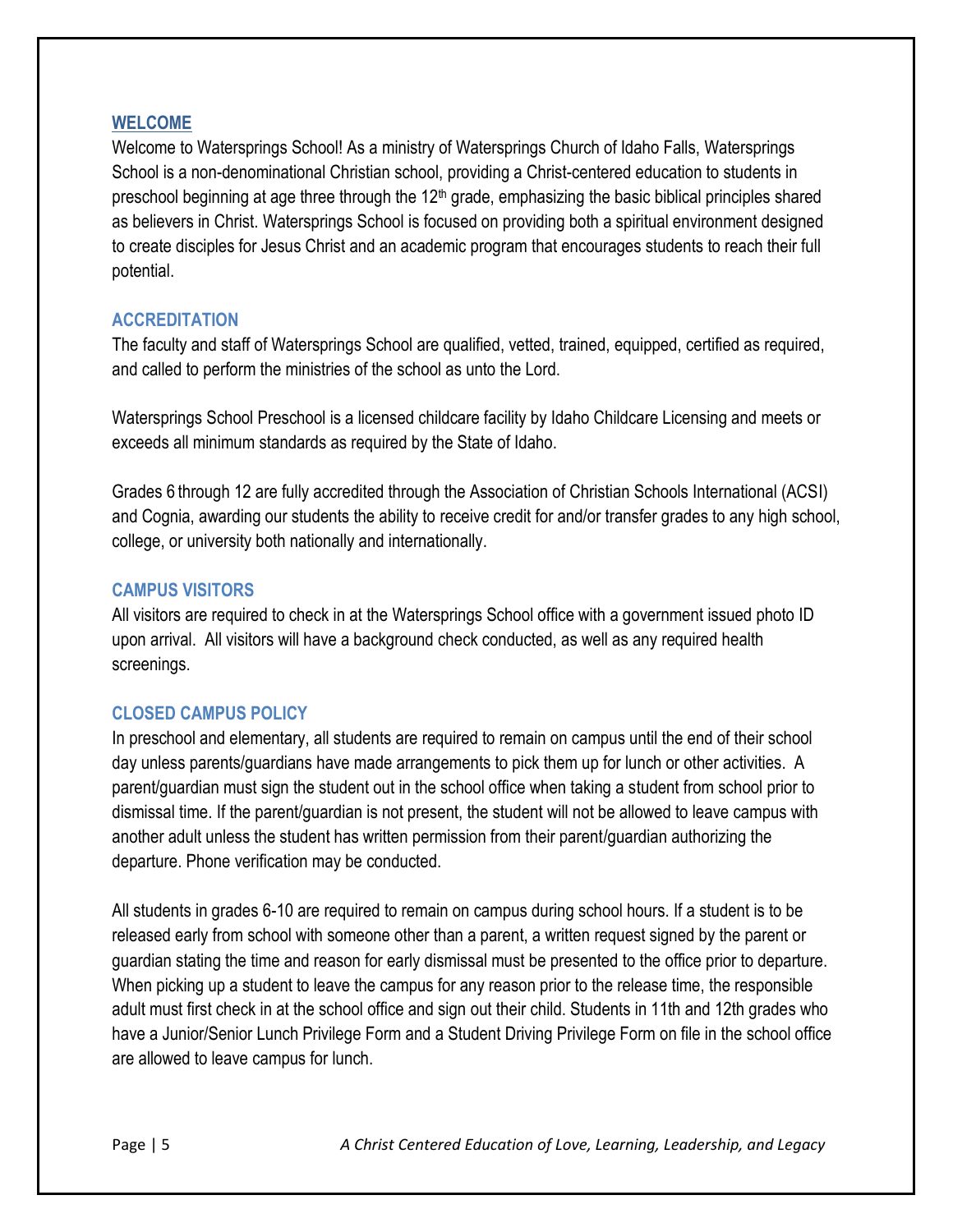## WELCOME

Welcome to Watersprings School! As a ministry of Watersprings Church of Idaho Falls, Watersprings School is a non-denominational Christian school, providing a Christ-centered education to students in preschool beginning at age three through the 12th grade, emphasizing the basic biblical principles shared as believers in Christ. Watersprings School is focused on providing both a spiritual environment designed to create disciples for Jesus Christ and an academic program that encourages students to reach their full potential.

### ACCREDITATION

The faculty and staff of Watersprings School are qualified, vetted, trained, equipped, certified as required, and called to perform the ministries of the school as unto the Lord.

Watersprings School Preschool is a licensed childcare facility by Idaho Childcare Licensing and meets or exceeds all minimum standards as required by the State of Idaho.

Grades 6 through 12 are fully accredited through the Association of Christian Schools International (ACSI) and Cognia, awarding our students the ability to receive credit for and/or transfer grades to any high school, college, or university both nationally and internationally.

### CAMPUS VISITORS

All visitors are required to check in at the Watersprings School office with a government issued photo ID upon arrival. All visitors will have a background check conducted, as well as any required health screenings.

### CLOSED CAMPUS POLICY

In preschool and elementary, all students are required to remain on campus until the end of their school day unless parents/guardians have made arrangements to pick them up for lunch or other activities. A parent/guardian must sign the student out in the school office when taking a student from school prior to dismissal time. If the parent/guardian is not present, the student will not be allowed to leave campus with another adult unless the student has written permission from their parent/guardian authorizing the departure. Phone verification may be conducted.

All students in grades 6-10 are required to remain on campus during school hours. If a student is to be released early from school with someone other than a parent, a written request signed by the parent or guardian stating the time and reason for early dismissal must be presented to the office prior to departure. When picking up a student to leave the campus for any reason prior to the release time, the responsible adult must first check in at the school office and sign out their child. Students in 11th and 12th grades who have a Junior/Senior Lunch Privilege Form and a Student Driving Privilege Form on file in the school office are allowed to leave campus for lunch.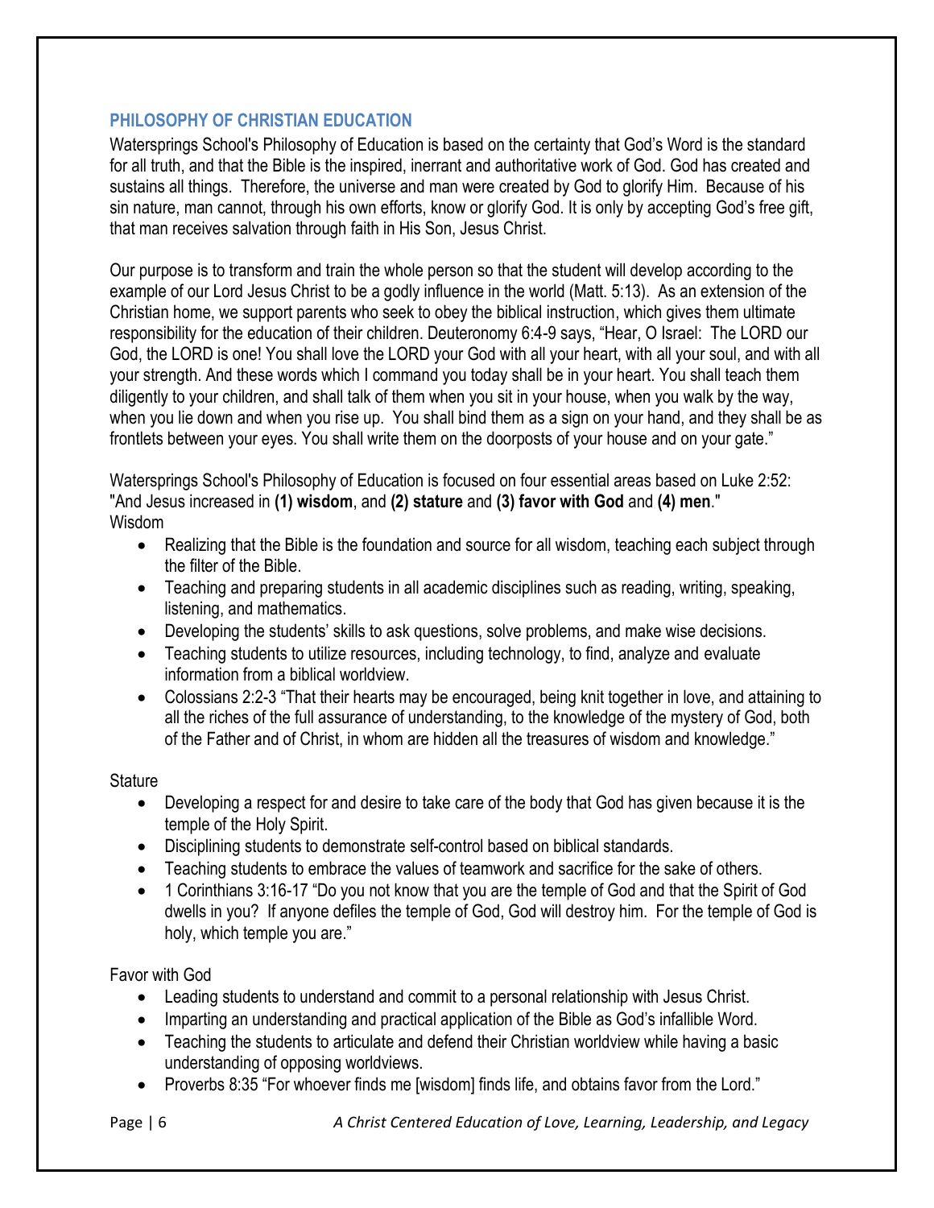## PHILOSOPHY OF CHRISTIAN EDUCATION

Watersprings School's Philosophy of Education is based on the certainty that God's Word is the standard for all truth, and that the Bible is the inspired, inerrant and authoritative work of God. God has created and sustains all things. Therefore, the universe and man were created by God to glorify Him. Because of his sin nature, man cannot, through his own efforts, know or glorify God. It is only by accepting God's free gift, that man receives salvation through faith in His Son, Jesus Christ.

Our purpose is to transform and train the whole person so that the student will develop according to the example of our Lord Jesus Christ to be a godly influence in the world (Matt. 5:13). As an extension of the Christian home, we support parents who seek to obey the biblical instruction, which gives them ultimate responsibility for the education of their children. Deuteronomy 6:4-9 says, "Hear, O Israel: The LORD our God, the LORD is one! You shall love the LORD your God with all your heart, with all your soul, and with all your strength. And these words which I command you today shall be in your heart. You shall teach them diligently to your children, and shall talk of them when you sit in your house, when you walk by the way, when you lie down and when you rise up. You shall bind them as a sign on your hand, and they shall be as frontlets between your eyes. You shall write them on the doorposts of your house and on your gate."

Watersprings School's Philosophy of Education is focused on four essential areas based on Luke 2:52: "And Jesus increased in **(1) wisdom**, and **(2) stature** and **(3) favor with God** and **(4) men**."

Wisdom

- Realizing that the Bible is the foundation and source for all wisdom, teaching each subject through the filter of the Bible.
- Teaching and preparing students in all academic disciplines such as reading, writing, speaking, listening, and mathematics.
- Developing the students' skills to ask questions, solve problems, and make wise decisions.
- Teaching students to utilize resources, including technology, to find, analyze and evaluate information from a biblical worldview.
- Colossians 2:2-3 "That their hearts may be encouraged, being knit together in love, and attaining to all the riches of the full assurance of understanding, to the knowledge of the mystery of God, both of the Father and of Christ, in whom are hidden all the treasures of wisdom and knowledge."

Stature

- Developing a respect for and desire to take care of the body that God has given because it is the temple of the Holy Spirit.
- Disciplining students to demonstrate self-control based on biblical standards.
- Teaching students to embrace the values of teamwork and sacrifice for the sake of others.
- 1 Corinthians 3:16-17 "Do you not know that you are the temple of God and that the Spirit of God dwells in you? If anyone defiles the temple of God, God will destroy him. For the temple of God is holy, which temple you are."

Favor with God

- Leading students to understand and commit to a personal relationship with Jesus Christ.
- Imparting an understanding and practical application of the Bible as God's infallible Word.
- Teaching the students to articulate and defend their Christian worldview while having a basic understanding of opposing worldviews.
- Proverbs 8:35 "For whoever finds me [wisdom] finds life, and obtains favor from the Lord."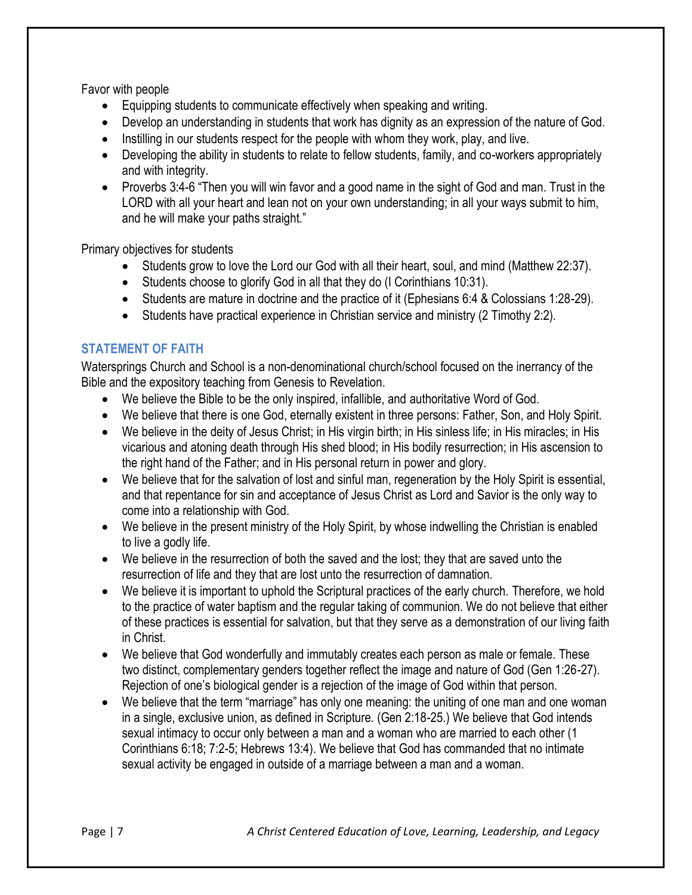Favor with people

- Equipping students to communicate effectively when speaking and writing.
- Develop an understanding in students that work has dignity as an expression of the nature of God.
- Instilling in our students respect for the people with whom they work, play, and live.
- Developing the ability in students to relate to fellow students, family, and co-workers appropriately and with integrity.
- Proverbs 3:4-6 "Then you will win favor and a good name in the sight of God and man. Trust in the LORD with all your heart and lean not on your own understanding; in all your ways submit to him, and he will make your paths straight."

Primary objectives for students

- Students grow to love the Lord our God with all their heart, soul, and mind (Matthew 22:37).
- Students choose to glorify God in all that they do (I Corinthians 10:31).
- Students are mature in doctrine and the practice of it (Ephesians 6:4 & Colossians 1:28-29).
- Students have practical experience in Christian service and ministry (2 Timothy 2:2).

### STATEMENT OF FAITH

Watersprings Church and School is a non-denominational church/school focused on the inerrancy of the Bible and the expository teaching from Genesis to Revelation.

- We believe the Bible to be the only inspired, infallible, and authoritative Word of God.
- We believe that there is one God, eternally existent in three persons: Father, Son, and Holy Spirit.
- We believe in the deity of Jesus Christ; in His virgin birth; in His sinless life; in His miracles; in His vicarious and atoning death through His shed blood; in His bodily resurrection; in His ascension to the right hand of the Father; and in His personal return in power and glory.
- We believe that for the salvation of lost and sinful man, regeneration by the Holy Spirit is essential, and that repentance for sin and acceptance of Jesus Christ as Lord and Savior is the only way to come into a relationship with God.
- We believe in the present ministry of the Holy Spirit, by whose indwelling the Christian is enabled to live a godly life.
- We believe in the resurrection of both the saved and the lost; they that are saved unto the resurrection of life and they that are lost unto the resurrection of damnation.
- We believe it is important to uphold the Scriptural practices of the early church. Therefore, we hold to the practice of water baptism and the regular taking of communion. We do not believe that either of these practices is essential for salvation, but that they serve as a demonstration of our living faith in Christ.
- We believe that God wonderfully and immutably creates each person as male or female. These two distinct, complementary genders together reflect the image and nature of God (Gen 1:26-27). Rejection of one's biological gender is a rejection of the image of God within that person.
- We believe that the term "marriage" has only one meaning: the uniting of one man and one woman in a single, exclusive union, as defined in Scripture. (Gen 2:18-25.) We believe that God intends sexual intimacy to occur only between a man and a woman who are married to each other (1 Corinthians 6:18; 7:2-5; Hebrews 13:4). We believe that God has commanded that no intimate sexual activity be engaged in outside of a marriage between a man and a woman.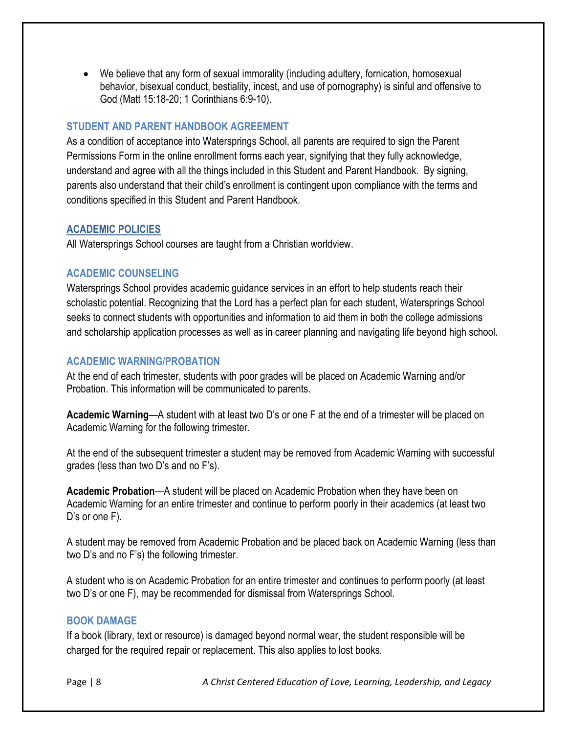- We believe that any form of sexual immorality (including adultery, fornication, homosexual behavior, bisexual conduct, bestiality, incest, and use of pornography) is sinful and offensive to God (Matt 15:18-20; 1 Corinthians 6:9-10).

### STUDENT AND PARENT HANDBOOK AGREEMENT

As a condition of acceptance into Watersprings School, all parents are required to sign the Parent Permissions Form in the online enrollment forms each year, signifying that they fully acknowledge, understand and agree with all the things included in this Student and Parent Handbook. By signing, parents also understand that their child's enrollment is contingent upon compliance with the terms and conditions specified in this Student and Parent Handbook.

## ACADEMIC POLICIES

All Watersprings School courses are taught from a Christian worldview.

### ACADEMIC COUNSELING

Watersprings School provides academic guidance services in an effort to help students reach their scholastic potential. Recognizing that the Lord has a perfect plan for each student, Watersprings School seeks to connect students with opportunities and information to aid them in both the college admissions and scholarship application processes as well as in career planning and navigating life beyond high school.

### ACADEMIC WARNING/PROBATION

At the end of each trimester, students with poor grades will be placed on Academic Warning and/or Probation. This information will be communicated to parents.

**Academic Warning**—A student with at least two D's or one F at the end of a trimester will be placed on Academic Warning for the following trimester.

At the end of the subsequent trimester a student may be removed from Academic Warning with successful grades (less than two D's and no F's).

**Academic Probation**—A student will be placed on Academic Probation when they have been on Academic Warning for an entire trimester and continue to perform poorly in their academics (at least two D's or one F).

A student may be removed from Academic Probation and be placed back on Academic Warning (less than two D's and no F's) the following trimester.

A student who is on Academic Probation for an entire trimester and continues to perform poorly (at least two D's or one F), may be recommended for dismissal from Watersprings School.

### BOOK DAMAGE

If a book (library, text or resource) is damaged beyond normal wear, the student responsible will be charged for the required repair or replacement. This also applies to lost books.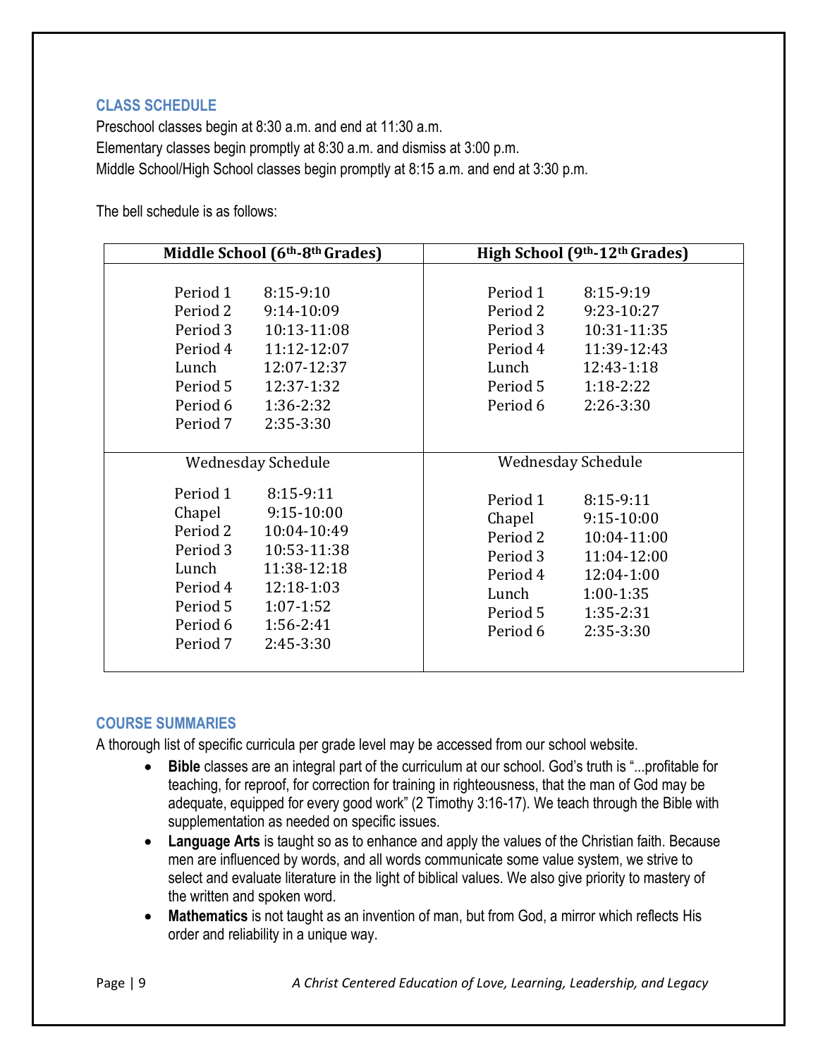## CLASS SCHEDULE

Preschool classes begin at 8:30 a.m. and end at 11:30 a.m.
Elementary classes begin promptly at 8:30 a.m. and dismiss at 3:00 p.m.
Middle School/High School classes begin promptly at 8:15 a.m. and end at 3:30 p.m.

The bell schedule is as follows:

| Middle School (6th-8th Grades) | | High School (9th-12th Grades) | |
|---|---|---|---|
| Period 1 | 8:15-9:10 | Period 1 | 8:15-9:19 |
| Period 2 | 9:14-10:09 | Period 2 | 9:23-10:27 |
| Period 3 | 10:13-11:08 | Period 3 | 10:31-11:35 |
| Period 4 | 11:12-12:07 | Period 4 | 11:39-12:43 |
| Lunch | 12:07-12:37 | Lunch | 12:43-1:18 |
| Period 5 | 12:37-1:32 | Period 5 | 1:18-2:22 |
| Period 6 | 1:36-2:32 | Period 6 | 2:26-3:30 |
| Period 7 | 2:35-3:30 | | |
| **Wednesday Schedule** | | **Wednesday Schedule** | |
| Period 1 | 8:15-9:11 | Period 1 | 8:15-9:11 |
| Chapel | 9:15-10:00 | Chapel | 9:15-10:00 |
| Period 2 | 10:04-10:49 | Period 2 | 10:04-11:00 |
| Period 3 | 10:53-11:38 | Period 3 | 11:04-12:00 |
| Lunch | 11:38-12:18 | Period 4 | 12:04-1:00 |
| Period 4 | 12:18-1:03 | Lunch | 1:00-1:35 |
| Period 5 | 1:07-1:52 | Period 5 | 1:35-2:31 |
| Period 6 | 1:56-2:41 | Period 6 | 2:35-3:30 |
| Period 7 | 2:45-3:30 | | |

## COURSE SUMMARIES

A thorough list of specific curricula per grade level may be accessed from our school website.

- **Bible** classes are an integral part of the curriculum at our school. God's truth is "...profitable for teaching, for reproof, for correction for training in righteousness, that the man of God may be adequate, equipped for every good work" (2 Timothy 3:16-17). We teach through the Bible with supplementation as needed on specific issues.
- **Language Arts** is taught so as to enhance and apply the values of the Christian faith. Because men are influenced by words, and all words communicate some value system, we strive to select and evaluate literature in the light of biblical values. We also give priority to mastery of the written and spoken word.
- **Mathematics** is not taught as an invention of man, but from God, a mirror which reflects His order and reliability in a unique way.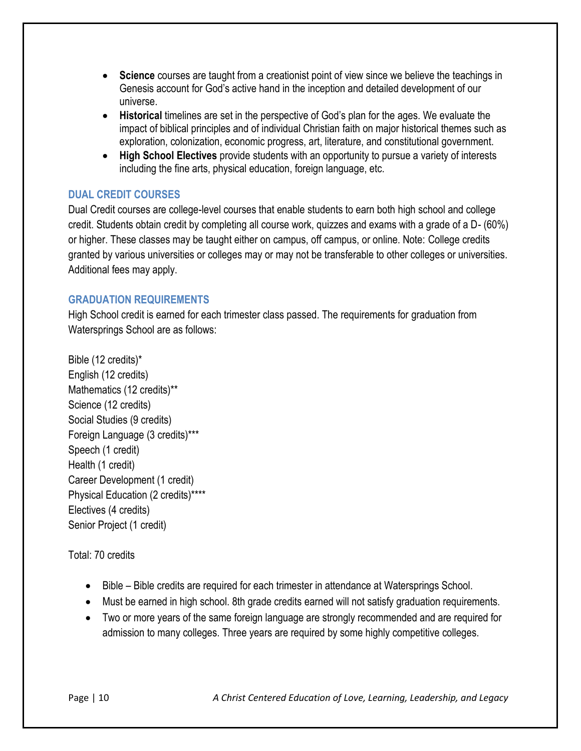- **Science** courses are taught from a creationist point of view since we believe the teachings in Genesis account for God's active hand in the inception and detailed development of our universe.
- **Historical** timelines are set in the perspective of God's plan for the ages. We evaluate the impact of biblical principles and of individual Christian faith on major historical themes such as exploration, colonization, economic progress, art, literature, and constitutional government.
- **High School Electives** provide students with an opportunity to pursue a variety of interests including the fine arts, physical education, foreign language, etc.

## DUAL CREDIT COURSES

Dual Credit courses are college-level courses that enable students to earn both high school and college credit. Students obtain credit by completing all course work, quizzes and exams with a grade of a D- (60%) or higher. These classes may be taught either on campus, off campus, or online. Note: College credits granted by various universities or colleges may or may not be transferable to other colleges or universities. Additional fees may apply.

## GRADUATION REQUIREMENTS

High School credit is earned for each trimester class passed. The requirements for graduation from Watersprings School are as follows:

Bible (12 credits)*
English (12 credits)
Mathematics (12 credits)**
Science (12 credits)
Social Studies (9 credits)
Foreign Language (3 credits)***
Speech (1 credit)
Health (1 credit)
Career Development (1 credit)
Physical Education (2 credits)****
Electives (4 credits)
Senior Project (1 credit)

Total: 70 credits

- Bible – Bible credits are required for each trimester in attendance at Watersprings School.
- Must be earned in high school. 8th grade credits earned will not satisfy graduation requirements.
- Two or more years of the same foreign language are strongly recommended and are required for admission to many colleges. Three years are required by some highly competitive colleges.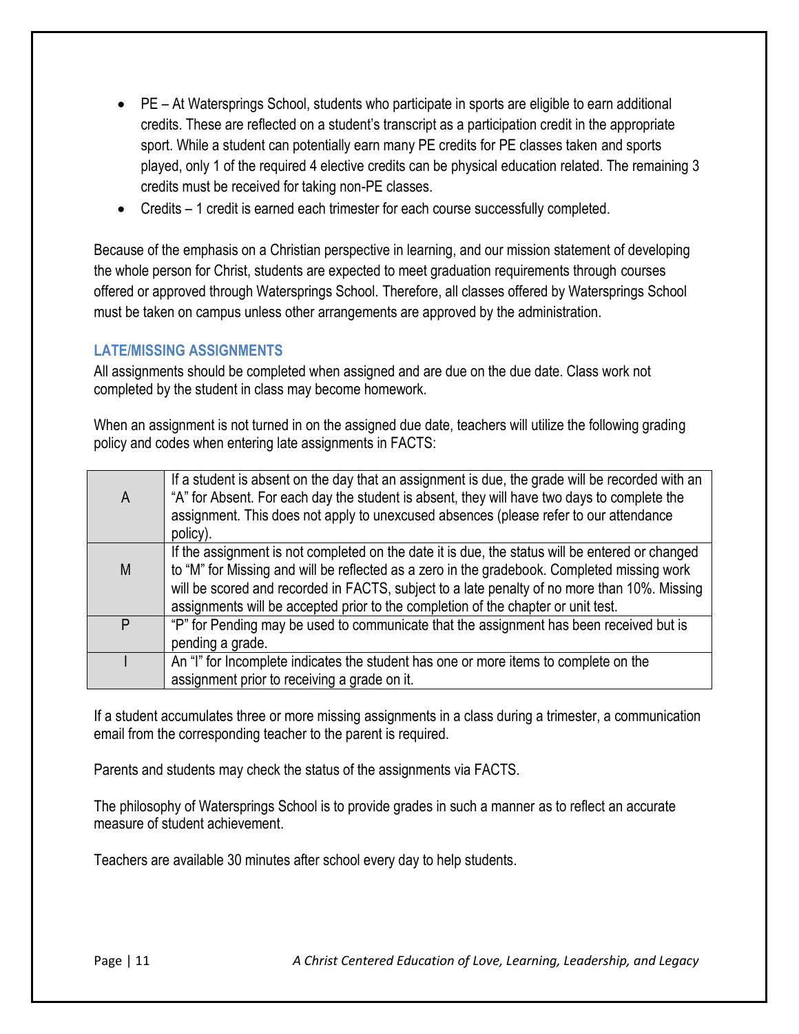- PE – At Watersprings School, students who participate in sports are eligible to earn additional credits. These are reflected on a student's transcript as a participation credit in the appropriate sport. While a student can potentially earn many PE credits for PE classes taken and sports played, only 1 of the required 4 elective credits can be physical education related. The remaining 3 credits must be received for taking non-PE classes.
- Credits – 1 credit is earned each trimester for each course successfully completed.

Because of the emphasis on a Christian perspective in learning, and our mission statement of developing the whole person for Christ, students are expected to meet graduation requirements through courses offered or approved through Watersprings School. Therefore, all classes offered by Watersprings School must be taken on campus unless other arrangements are approved by the administration.

### LATE/MISSING ASSIGNMENTS

All assignments should be completed when assigned and are due on the due date. Class work not completed by the student in class may become homework.

When an assignment is not turned in on the assigned due date, teachers will utilize the following grading policy and codes when entering late assignments in FACTS:

| Code | Description |
|---|---|
| A | If a student is absent on the day that an assignment is due, the grade will be recorded with an "A" for Absent. For each day the student is absent, they will have two days to complete the assignment. This does not apply to unexcused absences (please refer to our attendance policy). |
| M | If the assignment is not completed on the date it is due, the status will be entered or changed to "M" for Missing and will be reflected as a zero in the gradebook. Completed missing work will be scored and recorded in FACTS, subject to a late penalty of no more than 10%. Missing assignments will be accepted prior to the completion of the chapter or unit test. |
| P | "P" for Pending may be used to communicate that the assignment has been received but is pending a grade. |
| I | An "I" for Incomplete indicates the student has one or more items to complete on the assignment prior to receiving a grade on it. |

If a student accumulates three or more missing assignments in a class during a trimester, a communication email from the corresponding teacher to the parent is required.

Parents and students may check the status of the assignments via FACTS.

The philosophy of Watersprings School is to provide grades in such a manner as to reflect an accurate measure of student achievement.

Teachers are available 30 minutes after school every day to help students.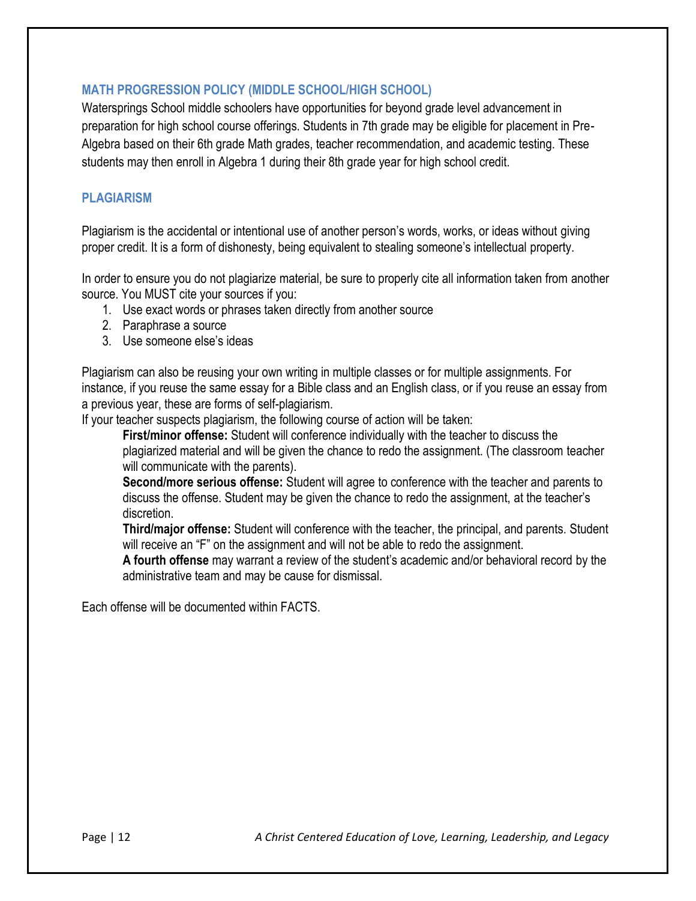## MATH PROGRESSION POLICY (MIDDLE SCHOOL/HIGH SCHOOL)

Watersprings School middle schoolers have opportunities for beyond grade level advancement in preparation for high school course offerings. Students in 7th grade may be eligible for placement in Pre-Algebra based on their 6th grade Math grades, teacher recommendation, and academic testing. These students may then enroll in Algebra 1 during their 8th grade year for high school credit.

## PLAGIARISM

Plagiarism is the accidental or intentional use of another person's words, works, or ideas without giving proper credit. It is a form of dishonesty, being equivalent to stealing someone's intellectual property.

In order to ensure you do not plagiarize material, be sure to properly cite all information taken from another source. You MUST cite your sources if you:

1. Use exact words or phrases taken directly from another source
2. Paraphrase a source
3. Use someone else's ideas

Plagiarism can also be reusing your own writing in multiple classes or for multiple assignments. For instance, if you reuse the same essay for a Bible class and an English class, or if you reuse an essay from a previous year, these are forms of self-plagiarism.

If your teacher suspects plagiarism, the following course of action will be taken:

> **First/minor offense:** Student will conference individually with the teacher to discuss the plagiarized material and will be given the chance to redo the assignment. (The classroom teacher will communicate with the parents).
>
> **Second/more serious offense:** Student will agree to conference with the teacher and parents to discuss the offense. Student may be given the chance to redo the assignment, at the teacher's discretion.
>
> **Third/major offense:** Student will conference with the teacher, the principal, and parents. Student will receive an "F" on the assignment and will not be able to redo the assignment.
>
> **A fourth offense** may warrant a review of the student's academic and/or behavioral record by the administrative team and may be cause for dismissal.

Each offense will be documented within FACTS.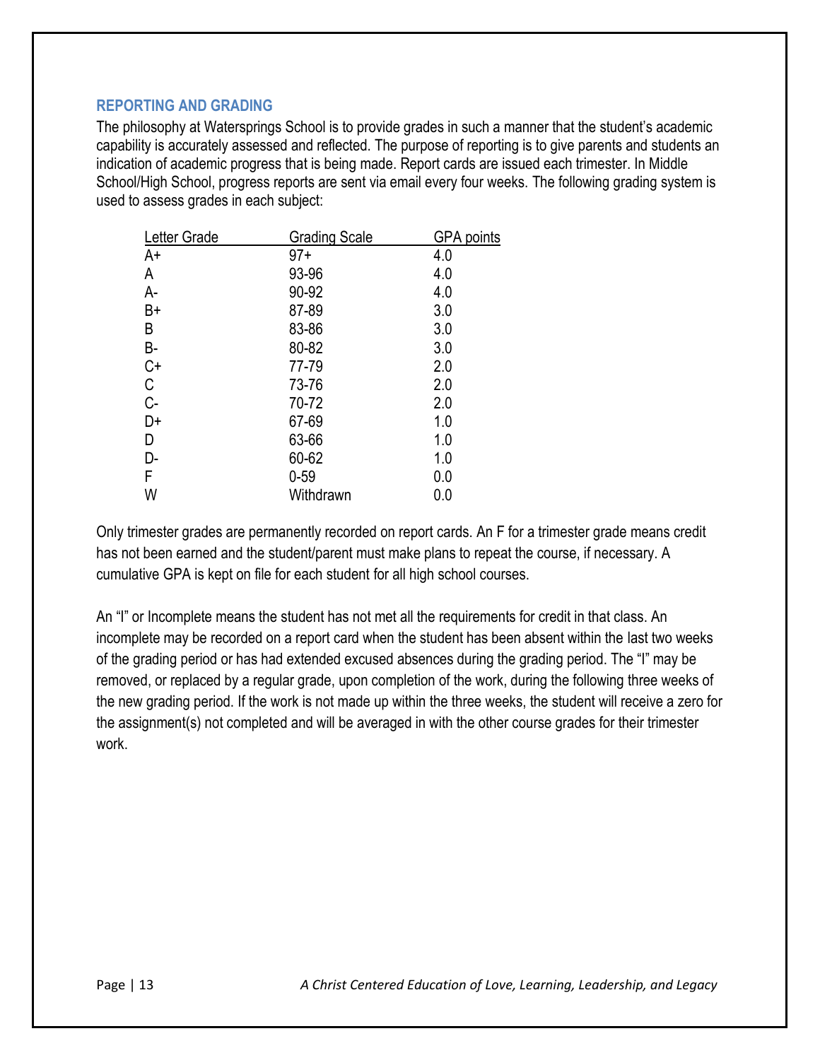## REPORTING AND GRADING

The philosophy at Watersprings School is to provide grades in such a manner that the student's academic capability is accurately assessed and reflected. The purpose of reporting is to give parents and students an indication of academic progress that is being made. Report cards are issued each trimester. In Middle School/High School, progress reports are sent via email every four weeks. The following grading system is used to assess grades in each subject:

| Letter Grade | Grading Scale | GPA points |
| --- | --- | --- |
| A+ | 97+ | 4.0 |
| A | 93-96 | 4.0 |
| A- | 90-92 | 4.0 |
| B+ | 87-89 | 3.0 |
| B | 83-86 | 3.0 |
| B- | 80-82 | 3.0 |
| C+ | 77-79 | 2.0 |
| C | 73-76 | 2.0 |
| C- | 70-72 | 2.0 |
| D+ | 67-69 | 1.0 |
| D | 63-66 | 1.0 |
| D- | 60-62 | 1.0 |
| F | 0-59 | 0.0 |
| W | Withdrawn | 0.0 |

Only trimester grades are permanently recorded on report cards. An F for a trimester grade means credit has not been earned and the student/parent must make plans to repeat the course, if necessary. A cumulative GPA is kept on file for each student for all high school courses.

An "I" or Incomplete means the student has not met all the requirements for credit in that class. An incomplete may be recorded on a report card when the student has been absent within the last two weeks of the grading period or has had extended excused absences during the grading period. The "I" may be removed, or replaced by a regular grade, upon completion of the work, during the following three weeks of the new grading period. If the work is not made up within the three weeks, the student will receive a zero for the assignment(s) not completed and will be averaged in with the other course grades for their trimester work.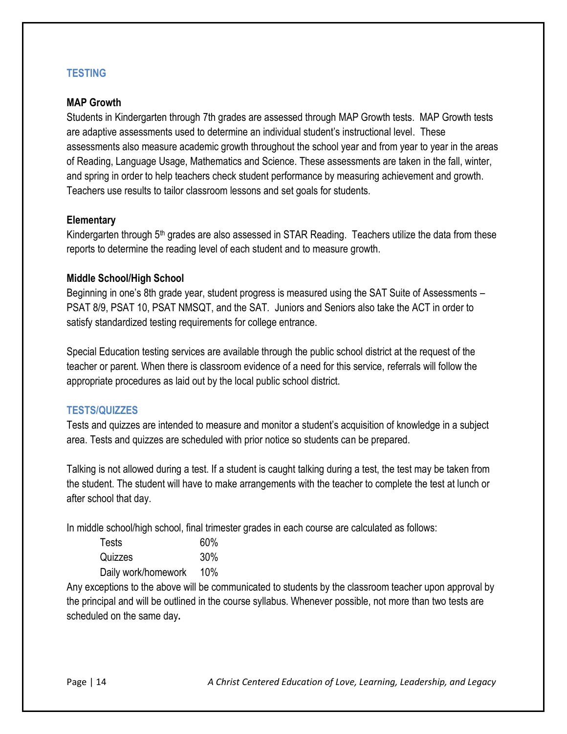## TESTING

### MAP Growth

Students in Kindergarten through 7th grades are assessed through MAP Growth tests. MAP Growth tests are adaptive assessments used to determine an individual student's instructional level. These assessments also measure academic growth throughout the school year and from year to year in the areas of Reading, Language Usage, Mathematics and Science. These assessments are taken in the fall, winter, and spring in order to help teachers check student performance by measuring achievement and growth. Teachers use results to tailor classroom lessons and set goals for students.

### Elementary

Kindergarten through 5th grades are also assessed in STAR Reading. Teachers utilize the data from these reports to determine the reading level of each student and to measure growth.

### Middle School/High School

Beginning in one's 8th grade year, student progress is measured using the SAT Suite of Assessments – PSAT 8/9, PSAT 10, PSAT NMSQT, and the SAT. Juniors and Seniors also take the ACT in order to satisfy standardized testing requirements for college entrance.

Special Education testing services are available through the public school district at the request of the teacher or parent. When there is classroom evidence of a need for this service, referrals will follow the appropriate procedures as laid out by the local public school district.

## TESTS/QUIZZES

Tests and quizzes are intended to measure and monitor a student's acquisition of knowledge in a subject area. Tests and quizzes are scheduled with prior notice so students can be prepared.

Talking is not allowed during a test. If a student is caught talking during a test, the test may be taken from the student. The student will have to make arrangements with the teacher to complete the test at lunch or after school that day.

In middle school/high school, final trimester grades in each course are calculated as follows:

| | |
|---|---|
| Tests | 60% |
| Quizzes | 30% |
| Daily work/homework | 10% |

Any exceptions to the above will be communicated to students by the classroom teacher upon approval by the principal and will be outlined in the course syllabus. Whenever possible, not more than two tests are scheduled on the same day.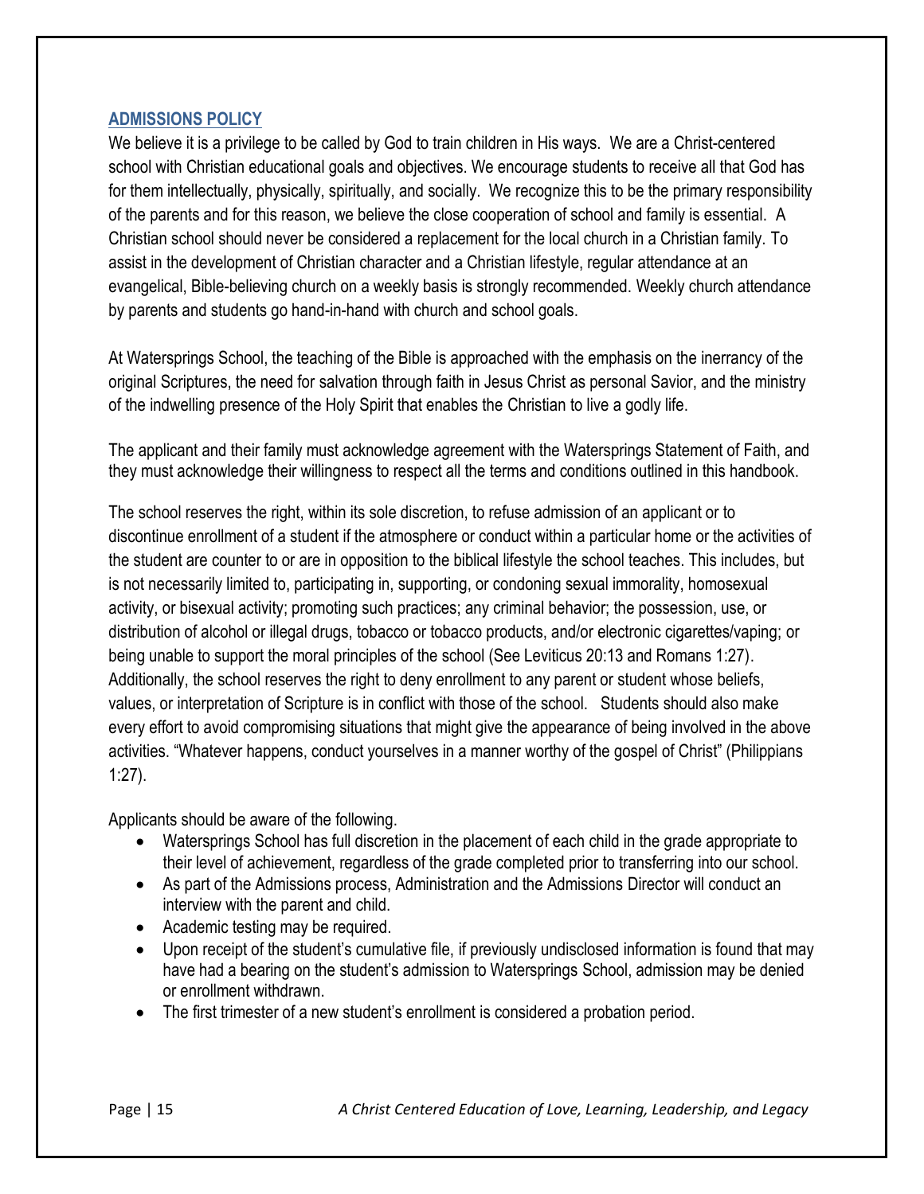## ADMISSIONS POLICY

We believe it is a privilege to be called by God to train children in His ways. We are a Christ-centered school with Christian educational goals and objectives. We encourage students to receive all that God has for them intellectually, physically, spiritually, and socially. We recognize this to be the primary responsibility of the parents and for this reason, we believe the close cooperation of school and family is essential. A Christian school should never be considered a replacement for the local church in a Christian family. To assist in the development of Christian character and a Christian lifestyle, regular attendance at an evangelical, Bible-believing church on a weekly basis is strongly recommended. Weekly church attendance by parents and students go hand-in-hand with church and school goals.

At Watersprings School, the teaching of the Bible is approached with the emphasis on the inerrancy of the original Scriptures, the need for salvation through faith in Jesus Christ as personal Savior, and the ministry of the indwelling presence of the Holy Spirit that enables the Christian to live a godly life.

The applicant and their family must acknowledge agreement with the Watersprings Statement of Faith, and they must acknowledge their willingness to respect all the terms and conditions outlined in this handbook.

The school reserves the right, within its sole discretion, to refuse admission of an applicant or to discontinue enrollment of a student if the atmosphere or conduct within a particular home or the activities of the student are counter to or are in opposition to the biblical lifestyle the school teaches. This includes, but is not necessarily limited to, participating in, supporting, or condoning sexual immorality, homosexual activity, or bisexual activity; promoting such practices; any criminal behavior; the possession, use, or distribution of alcohol or illegal drugs, tobacco or tobacco products, and/or electronic cigarettes/vaping; or being unable to support the moral principles of the school (See Leviticus 20:13 and Romans 1:27). Additionally, the school reserves the right to deny enrollment to any parent or student whose beliefs, values, or interpretation of Scripture is in conflict with those of the school. Students should also make every effort to avoid compromising situations that might give the appearance of being involved in the above activities. "Whatever happens, conduct yourselves in a manner worthy of the gospel of Christ" (Philippians 1:27).

Applicants should be aware of the following.

- Watersprings School has full discretion in the placement of each child in the grade appropriate to their level of achievement, regardless of the grade completed prior to transferring into our school.
- As part of the Admissions process, Administration and the Admissions Director will conduct an interview with the parent and child.
- Academic testing may be required.
- Upon receipt of the student's cumulative file, if previously undisclosed information is found that may have had a bearing on the student's admission to Watersprings School, admission may be denied or enrollment withdrawn.
- The first trimester of a new student's enrollment is considered a probation period.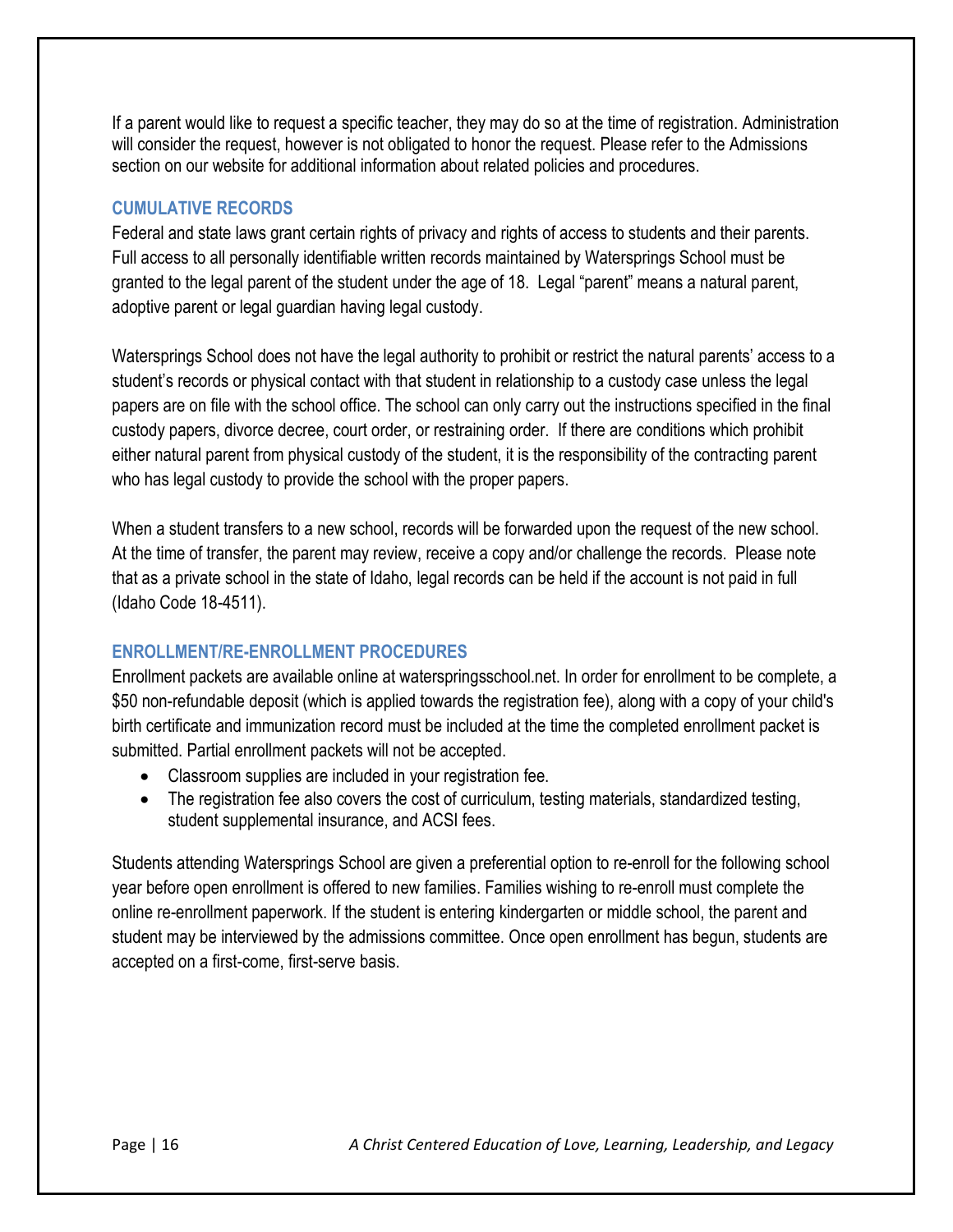If a parent would like to request a specific teacher, they may do so at the time of registration. Administration will consider the request, however is not obligated to honor the request. Please refer to the Admissions section on our website for additional information about related policies and procedures.

## CUMULATIVE RECORDS

Federal and state laws grant certain rights of privacy and rights of access to students and their parents. Full access to all personally identifiable written records maintained by Watersprings School must be granted to the legal parent of the student under the age of 18. Legal "parent" means a natural parent, adoptive parent or legal guardian having legal custody.

Watersprings School does not have the legal authority to prohibit or restrict the natural parents' access to a student's records or physical contact with that student in relationship to a custody case unless the legal papers are on file with the school office. The school can only carry out the instructions specified in the final custody papers, divorce decree, court order, or restraining order. If there are conditions which prohibit either natural parent from physical custody of the student, it is the responsibility of the contracting parent who has legal custody to provide the school with the proper papers.

When a student transfers to a new school, records will be forwarded upon the request of the new school. At the time of transfer, the parent may review, receive a copy and/or challenge the records. Please note that as a private school in the state of Idaho, legal records can be held if the account is not paid in full (Idaho Code 18-4511).

## ENROLLMENT/RE-ENROLLMENT PROCEDURES

Enrollment packets are available online at waterspringsschool.net. In order for enrollment to be complete, a $50 non-refundable deposit (which is applied towards the registration fee), along with a copy of your child's birth certificate and immunization record must be included at the time the completed enrollment packet is submitted. Partial enrollment packets will not be accepted.

- Classroom supplies are included in your registration fee.
- The registration fee also covers the cost of curriculum, testing materials, standardized testing, student supplemental insurance, and ACSI fees.

Students attending Watersprings School are given a preferential option to re-enroll for the following school year before open enrollment is offered to new families. Families wishing to re-enroll must complete the online re-enrollment paperwork. If the student is entering kindergarten or middle school, the parent and student may be interviewed by the admissions committee. Once open enrollment has begun, students are accepted on a first-come, first-serve basis.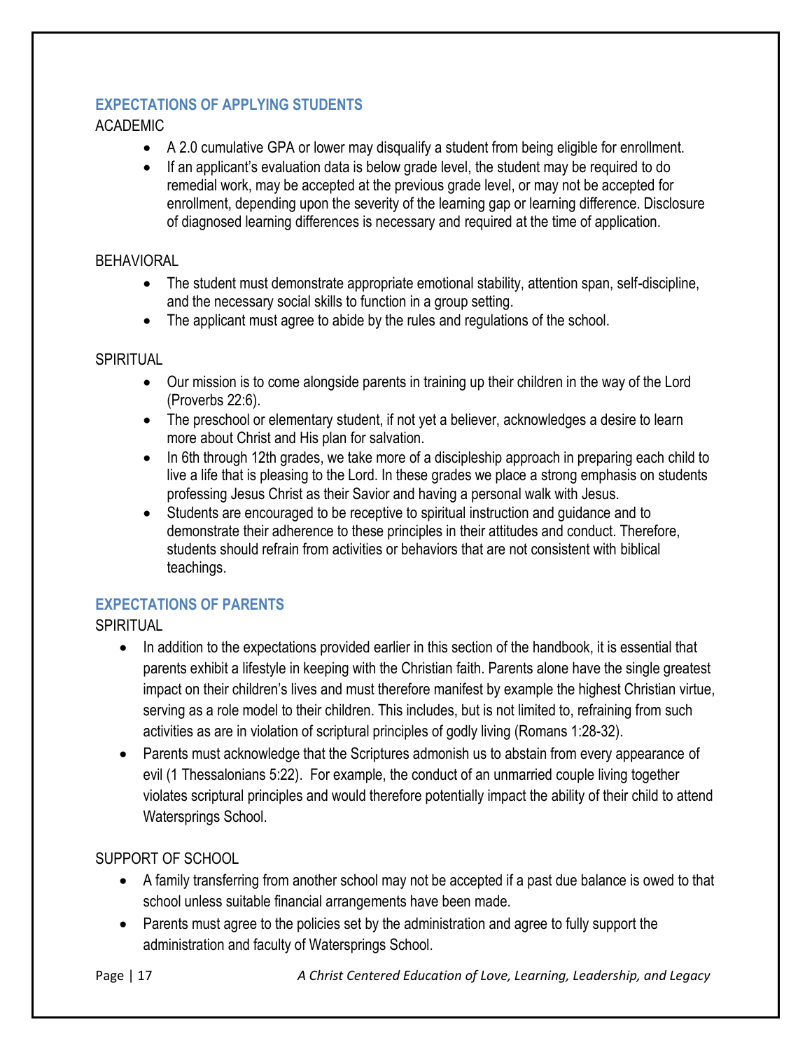## EXPECTATIONS OF APPLYING STUDENTS

ACADEMIC

- A 2.0 cumulative GPA or lower may disqualify a student from being eligible for enrollment.
- If an applicant's evaluation data is below grade level, the student may be required to do remedial work, may be accepted at the previous grade level, or may not be accepted for enrollment, depending upon the severity of the learning gap or learning difference. Disclosure of diagnosed learning differences is necessary and required at the time of application.

BEHAVIORAL

- The student must demonstrate appropriate emotional stability, attention span, self-discipline, and the necessary social skills to function in a group setting.
- The applicant must agree to abide by the rules and regulations of the school.

SPIRITUAL

- Our mission is to come alongside parents in training up their children in the way of the Lord (Proverbs 22:6).
- The preschool or elementary student, if not yet a believer, acknowledges a desire to learn more about Christ and His plan for salvation.
- In 6th through 12th grades, we take more of a discipleship approach in preparing each child to live a life that is pleasing to the Lord. In these grades we place a strong emphasis on students professing Jesus Christ as their Savior and having a personal walk with Jesus.
- Students are encouraged to be receptive to spiritual instruction and guidance and to demonstrate their adherence to these principles in their attitudes and conduct. Therefore, students should refrain from activities or behaviors that are not consistent with biblical teachings.

## EXPECTATIONS OF PARENTS

SPIRITUAL

- In addition to the expectations provided earlier in this section of the handbook, it is essential that parents exhibit a lifestyle in keeping with the Christian faith. Parents alone have the single greatest impact on their children's lives and must therefore manifest by example the highest Christian virtue, serving as a role model to their children. This includes, but is not limited to, refraining from such activities as are in violation of scriptural principles of godly living (Romans 1:28-32).
- Parents must acknowledge that the Scriptures admonish us to abstain from every appearance of evil (1 Thessalonians 5:22). For example, the conduct of an unmarried couple living together violates scriptural principles and would therefore potentially impact the ability of their child to attend Watersprings School.

SUPPORT OF SCHOOL

- A family transferring from another school may not be accepted if a past due balance is owed to that school unless suitable financial arrangements have been made.
- Parents must agree to the policies set by the administration and agree to fully support the administration and faculty of Watersprings School.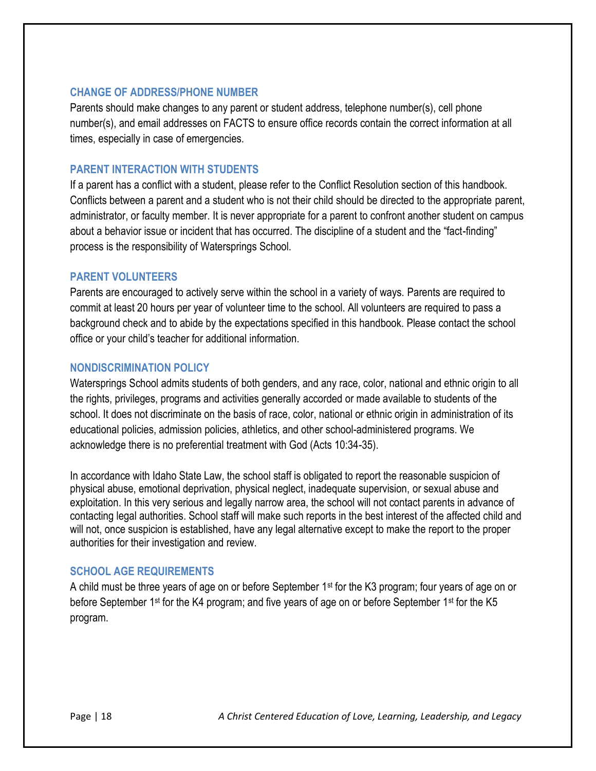### CHANGE OF ADDRESS/PHONE NUMBER

Parents should make changes to any parent or student address, telephone number(s), cell phone number(s), and email addresses on FACTS to ensure office records contain the correct information at all times, especially in case of emergencies.

### PARENT INTERACTION WITH STUDENTS

If a parent has a conflict with a student, please refer to the Conflict Resolution section of this handbook. Conflicts between a parent and a student who is not their child should be directed to the appropriate parent, administrator, or faculty member. It is never appropriate for a parent to confront another student on campus about a behavior issue or incident that has occurred. The discipline of a student and the "fact-finding" process is the responsibility of Watersprings School.

### PARENT VOLUNTEERS

Parents are encouraged to actively serve within the school in a variety of ways. Parents are required to commit at least 20 hours per year of volunteer time to the school. All volunteers are required to pass a background check and to abide by the expectations specified in this handbook. Please contact the school office or your child's teacher for additional information.

### NONDISCRIMINATION POLICY

Watersprings School admits students of both genders, and any race, color, national and ethnic origin to all the rights, privileges, programs and activities generally accorded or made available to students of the school. It does not discriminate on the basis of race, color, national or ethnic origin in administration of its educational policies, admission policies, athletics, and other school-administered programs. We acknowledge there is no preferential treatment with God (Acts 10:34-35).

In accordance with Idaho State Law, the school staff is obligated to report the reasonable suspicion of physical abuse, emotional deprivation, physical neglect, inadequate supervision, or sexual abuse and exploitation. In this very serious and legally narrow area, the school will not contact parents in advance of contacting legal authorities. School staff will make such reports in the best interest of the affected child and will not, once suspicion is established, have any legal alternative except to make the report to the proper authorities for their investigation and review.

### SCHOOL AGE REQUIREMENTS

A child must be three years of age on or before September 1st for the K3 program; four years of age on or before September 1st for the K4 program; and five years of age on or before September 1st for the K5 program.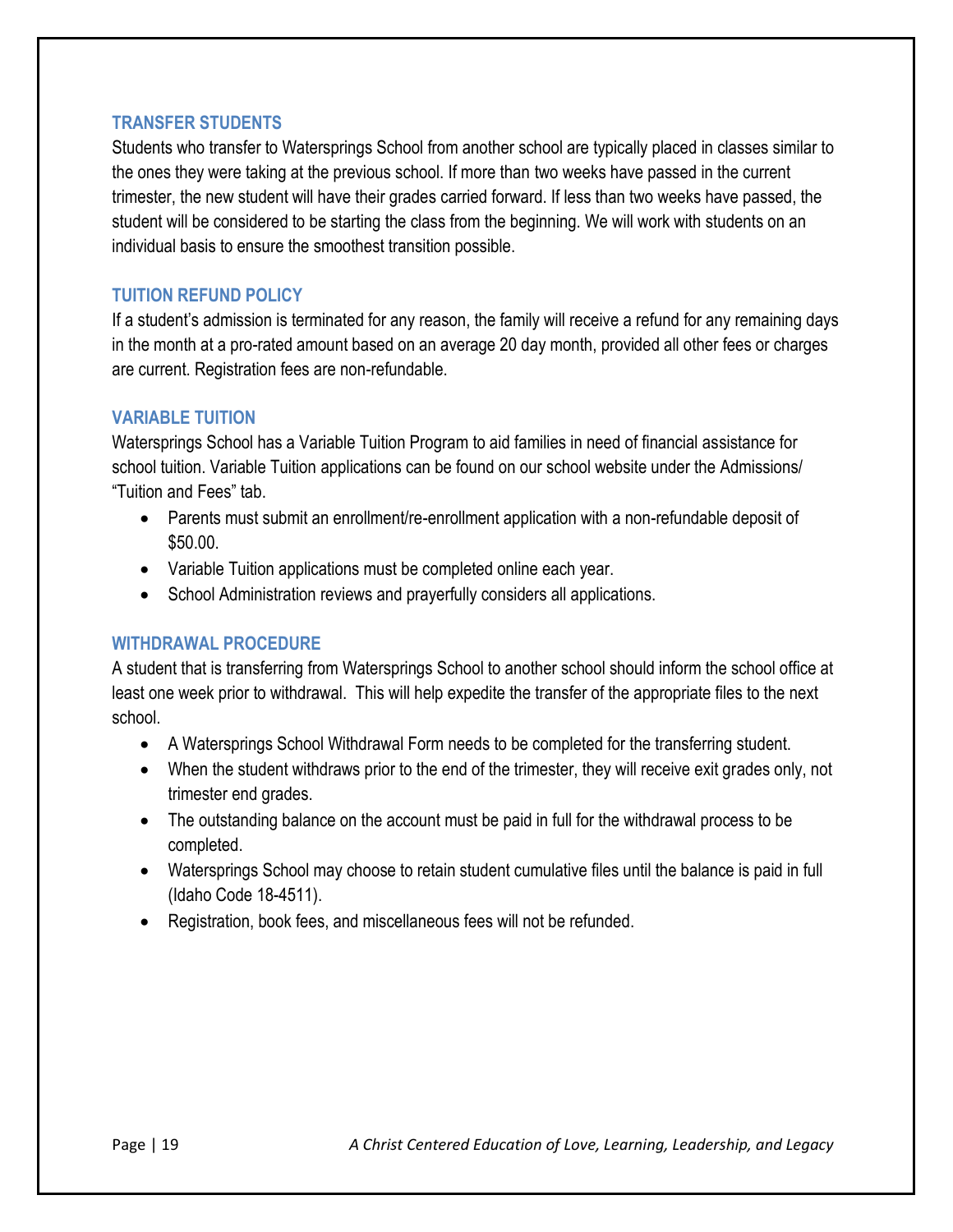### TRANSFER STUDENTS

Students who transfer to Watersprings School from another school are typically placed in classes similar to the ones they were taking at the previous school. If more than two weeks have passed in the current trimester, the new student will have their grades carried forward. If less than two weeks have passed, the student will be considered to be starting the class from the beginning. We will work with students on an individual basis to ensure the smoothest transition possible.

### TUITION REFUND POLICY

If a student's admission is terminated for any reason, the family will receive a refund for any remaining days in the month at a pro-rated amount based on an average 20 day month, provided all other fees or charges are current. Registration fees are non-refundable.

### VARIABLE TUITION

Watersprings School has a Variable Tuition Program to aid families in need of financial assistance for school tuition. Variable Tuition applications can be found on our school website under the Admissions/ "Tuition and Fees" tab.

- Parents must submit an enrollment/re-enrollment application with a non-refundable deposit of $50.00.
- Variable Tuition applications must be completed online each year.
- School Administration reviews and prayerfully considers all applications.

### WITHDRAWAL PROCEDURE

A student that is transferring from Watersprings School to another school should inform the school office at least one week prior to withdrawal. This will help expedite the transfer of the appropriate files to the next school.

- A Watersprings School Withdrawal Form needs to be completed for the transferring student.
- When the student withdraws prior to the end of the trimester, they will receive exit grades only, not trimester end grades.
- The outstanding balance on the account must be paid in full for the withdrawal process to be completed.
- Watersprings School may choose to retain student cumulative files until the balance is paid in full (Idaho Code 18-4511).
- Registration, book fees, and miscellaneous fees will not be refunded.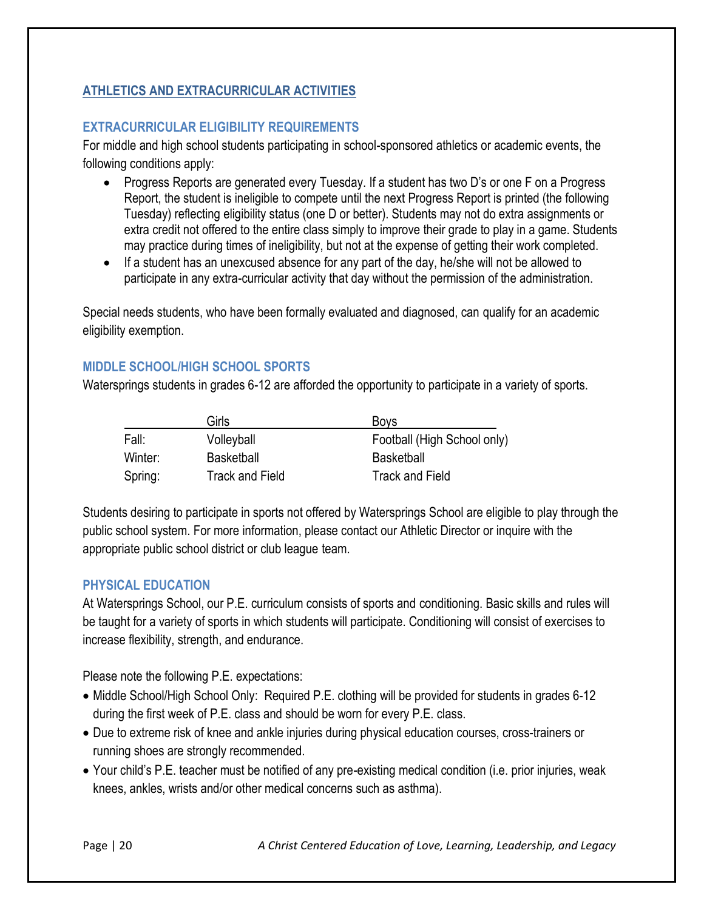## ATHLETICS AND EXTRACURRICULAR ACTIVITIES

### EXTRACURRICULAR ELIGIBILITY REQUIREMENTS

For middle and high school students participating in school-sponsored athletics or academic events, the following conditions apply:

- Progress Reports are generated every Tuesday. If a student has two D's or one F on a Progress Report, the student is ineligible to compete until the next Progress Report is printed (the following Tuesday) reflecting eligibility status (one D or better). Students may not do extra assignments or extra credit not offered to the entire class simply to improve their grade to play in a game. Students may practice during times of ineligibility, but not at the expense of getting their work completed.
- If a student has an unexcused absence for any part of the day, he/she will not be allowed to participate in any extra-curricular activity that day without the permission of the administration.

Special needs students, who have been formally evaluated and diagnosed, can qualify for an academic eligibility exemption.

### MIDDLE SCHOOL/HIGH SCHOOL SPORTS

Watersprings students in grades 6-12 are afforded the opportunity to participate in a variety of sports.

| | Girls | Boys |
|---|---|---|
| Fall: | Volleyball | Football (High School only) |
| Winter: | Basketball | Basketball |
| Spring: | Track and Field | Track and Field |

Students desiring to participate in sports not offered by Watersprings School are eligible to play through the public school system. For more information, please contact our Athletic Director or inquire with the appropriate public school district or club league team.

### PHYSICAL EDUCATION

At Watersprings School, our P.E. curriculum consists of sports and conditioning. Basic skills and rules will be taught for a variety of sports in which students will participate. Conditioning will consist of exercises to increase flexibility, strength, and endurance.

Please note the following P.E. expectations:

- Middle School/High School Only: Required P.E. clothing will be provided for students in grades 6-12 during the first week of P.E. class and should be worn for every P.E. class.
- Due to extreme risk of knee and ankle injuries during physical education courses, cross-trainers or running shoes are strongly recommended.
- Your child's P.E. teacher must be notified of any pre-existing medical condition (i.e. prior injuries, weak knees, ankles, wrists and/or other medical concerns such as asthma).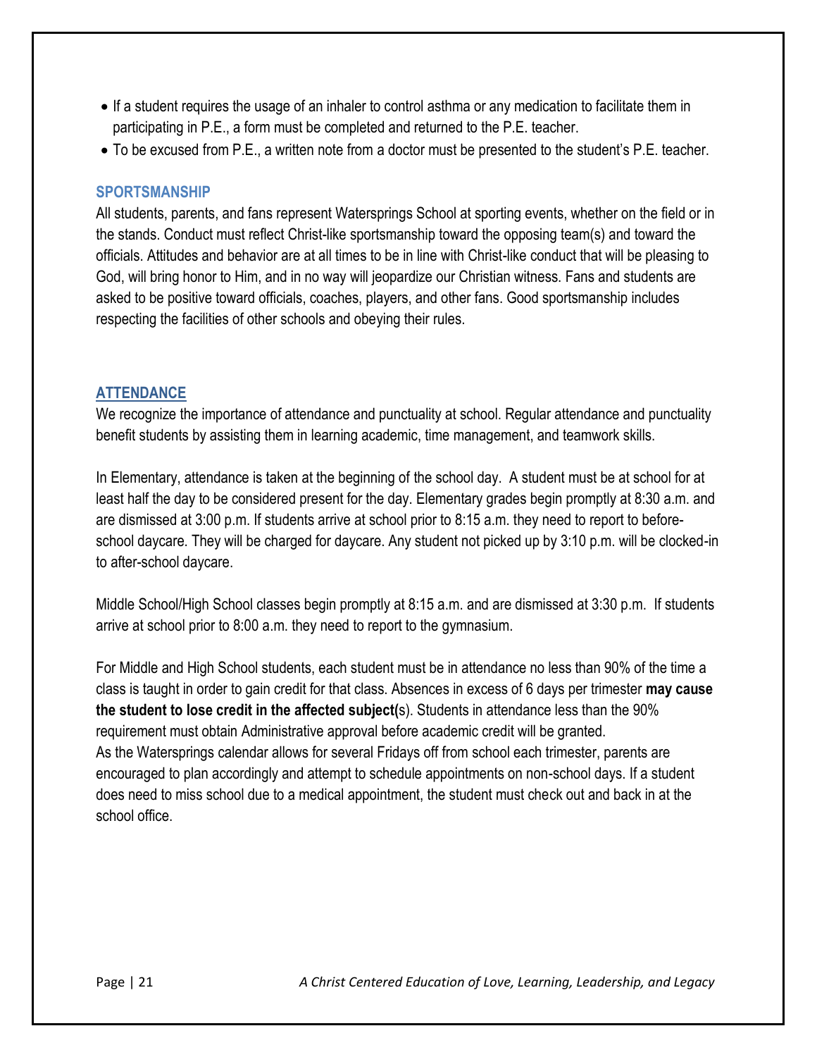- If a student requires the usage of an inhaler to control asthma or any medication to facilitate them in participating in P.E., a form must be completed and returned to the P.E. teacher.
- To be excused from P.E., a written note from a doctor must be presented to the student's P.E. teacher.

### SPORTSMANSHIP

All students, parents, and fans represent Watersprings School at sporting events, whether on the field or in the stands. Conduct must reflect Christ-like sportsmanship toward the opposing team(s) and toward the officials. Attitudes and behavior are at all times to be in line with Christ-like conduct that will be pleasing to God, will bring honor to Him, and in no way will jeopardize our Christian witness. Fans and students are asked to be positive toward officials, coaches, players, and other fans. Good sportsmanship includes respecting the facilities of other schools and obeying their rules.

## ATTENDANCE

We recognize the importance of attendance and punctuality at school. Regular attendance and punctuality benefit students by assisting them in learning academic, time management, and teamwork skills.

In Elementary, attendance is taken at the beginning of the school day. A student must be at school for at least half the day to be considered present for the day. Elementary grades begin promptly at 8:30 a.m. and are dismissed at 3:00 p.m. If students arrive at school prior to 8:15 a.m. they need to report to before-school daycare. They will be charged for daycare. Any student not picked up by 3:10 p.m. will be clocked-in to after-school daycare.

Middle School/High School classes begin promptly at 8:15 a.m. and are dismissed at 3:30 p.m. If students arrive at school prior to 8:00 a.m. they need to report to the gymnasium.

For Middle and High School students, each student must be in attendance no less than 90% of the time a class is taught in order to gain credit for that class. Absences in excess of 6 days per trimester **may cause the student to lose credit in the affected subject(**s). Students in attendance less than the 90% requirement must obtain Administrative approval before academic credit will be granted.
As the Watersprings calendar allows for several Fridays off from school each trimester, parents are encouraged to plan accordingly and attempt to schedule appointments on non-school days. If a student does need to miss school due to a medical appointment, the student must check out and back in at the school office.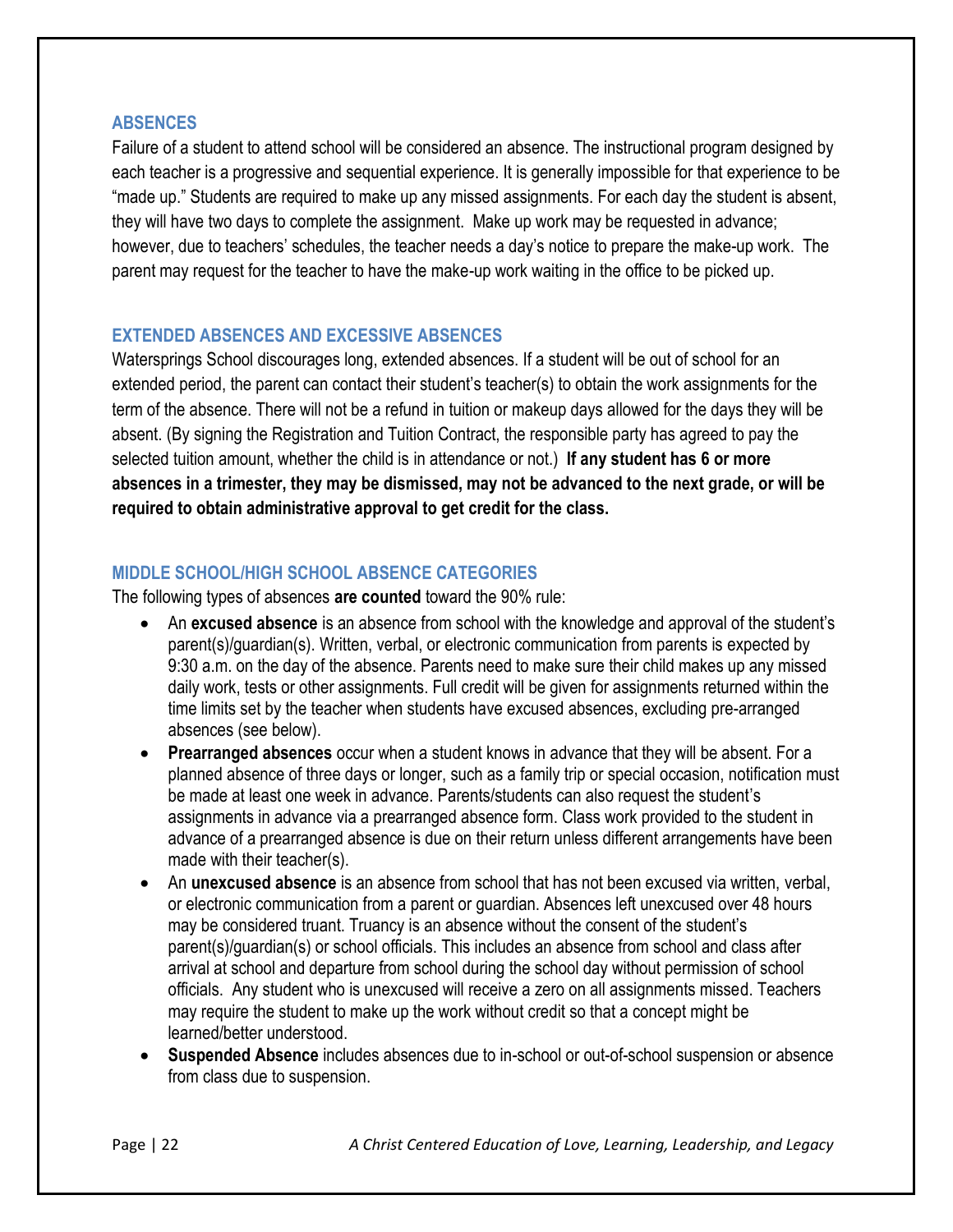## ABSENCES

Failure of a student to attend school will be considered an absence. The instructional program designed by each teacher is a progressive and sequential experience. It is generally impossible for that experience to be "made up." Students are required to make up any missed assignments. For each day the student is absent, they will have two days to complete the assignment. Make up work may be requested in advance; however, due to teachers' schedules, the teacher needs a day's notice to prepare the make-up work. The parent may request for the teacher to have the make-up work waiting in the office to be picked up.

## EXTENDED ABSENCES AND EXCESSIVE ABSENCES

Watersprings School discourages long, extended absences. If a student will be out of school for an extended period, the parent can contact their student's teacher(s) to obtain the work assignments for the term of the absence. There will not be a refund in tuition or makeup days allowed for the days they will be absent. (By signing the Registration and Tuition Contract, the responsible party has agreed to pay the selected tuition amount, whether the child is in attendance or not.) **If any student has 6 or more absences in a trimester, they may be dismissed, may not be advanced to the next grade, or will be required to obtain administrative approval to get credit for the class.**

## MIDDLE SCHOOL/HIGH SCHOOL ABSENCE CATEGORIES

The following types of absences **are counted** toward the 90% rule:

- An **excused absence** is an absence from school with the knowledge and approval of the student's parent(s)/guardian(s). Written, verbal, or electronic communication from parents is expected by 9:30 a.m. on the day of the absence. Parents need to make sure their child makes up any missed daily work, tests or other assignments. Full credit will be given for assignments returned within the time limits set by the teacher when students have excused absences, excluding pre-arranged absences (see below).
- **Prearranged absences** occur when a student knows in advance that they will be absent. For a planned absence of three days or longer, such as a family trip or special occasion, notification must be made at least one week in advance. Parents/students can also request the student's assignments in advance via a prearranged absence form. Class work provided to the student in advance of a prearranged absence is due on their return unless different arrangements have been made with their teacher(s).
- An **unexcused absence** is an absence from school that has not been excused via written, verbal, or electronic communication from a parent or guardian. Absences left unexcused over 48 hours may be considered truant. Truancy is an absence without the consent of the student's parent(s)/guardian(s) or school officials. This includes an absence from school and class after arrival at school and departure from school during the school day without permission of school officials. Any student who is unexcused will receive a zero on all assignments missed. Teachers may require the student to make up the work without credit so that a concept might be learned/better understood.
- **Suspended Absence** includes absences due to in-school or out-of-school suspension or absence from class due to suspension.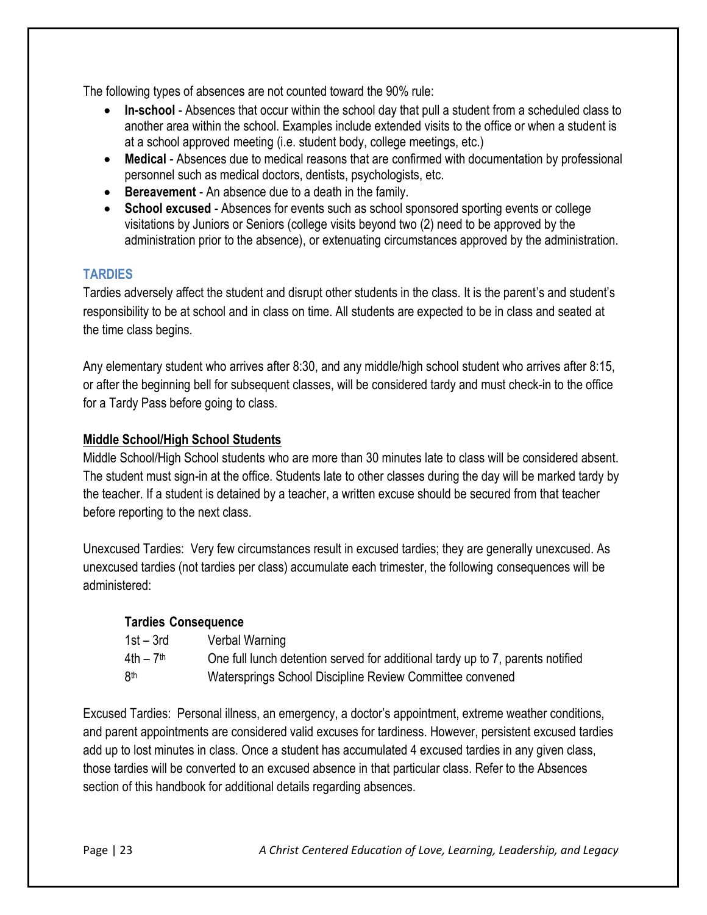The following types of absences are not counted toward the 90% rule:

- **In-school** - Absences that occur within the school day that pull a student from a scheduled class to another area within the school. Examples include extended visits to the office or when a student is at a school approved meeting (i.e. student body, college meetings, etc.)
- **Medical** - Absences due to medical reasons that are confirmed with documentation by professional personnel such as medical doctors, dentists, psychologists, etc.
- **Bereavement** - An absence due to a death in the family.
- **School excused** - Absences for events such as school sponsored sporting events or college visitations by Juniors or Seniors (college visits beyond two (2) need to be approved by the administration prior to the absence), or extenuating circumstances approved by the administration.

## TARDIES

Tardies adversely affect the student and disrupt other students in the class. It is the parent's and student's responsibility to be at school and in class on time. All students are expected to be in class and seated at the time class begins.

Any elementary student who arrives after 8:30, and any middle/high school student who arrives after 8:15, or after the beginning bell for subsequent classes, will be considered tardy and must check-in to the office for a Tardy Pass before going to class.

### Middle School/High School Students

Middle School/High School students who are more than 30 minutes late to class will be considered absent. The student must sign-in at the office. Students late to other classes during the day will be marked tardy by the teacher. If a student is detained by a teacher, a written excuse should be secured from that teacher before reporting to the next class.

Unexcused Tardies: Very few circumstances result in excused tardies; they are generally unexcused. As unexcused tardies (not tardies per class) accumulate each trimester, the following consequences will be administered:

| **Tardies** | **Consequence** |
| --- | --- |
| 1st – 3rd | Verbal Warning |
| 4th – 7th | One full lunch detention served for additional tardy up to 7, parents notified |
| 8th | Watersprings School Discipline Review Committee convened |

Excused Tardies: Personal illness, an emergency, a doctor's appointment, extreme weather conditions, and parent appointments are considered valid excuses for tardiness. However, persistent excused tardies add up to lost minutes in class. Once a student has accumulated 4 excused tardies in any given class, those tardies will be converted to an excused absence in that particular class. Refer to the Absences section of this handbook for additional details regarding absences.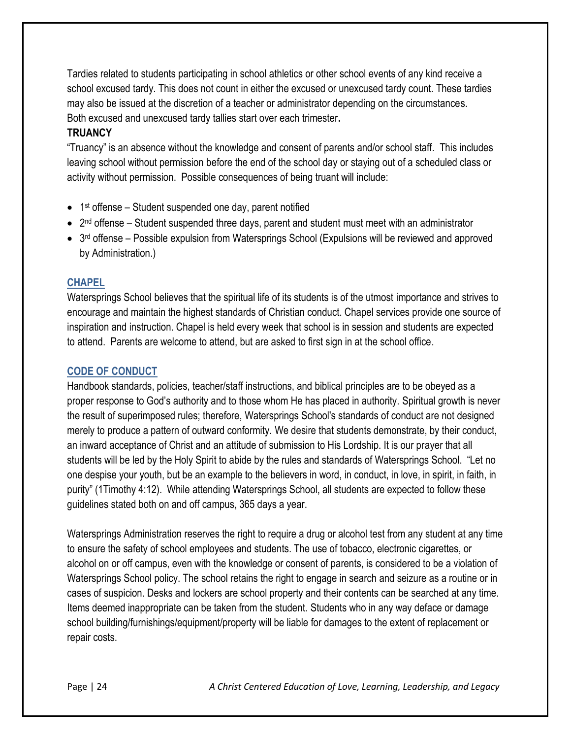Tardies related to students participating in school athletics or other school events of any kind receive a school excused tardy. This does not count in either the excused or unexcused tardy count. These tardies may also be issued at the discretion of a teacher or administrator depending on the circumstances. Both excused and unexcused tardy tallies start over each trimester**.**

**TRUANCY**

"Truancy" is an absence without the knowledge and consent of parents and/or school staff. This includes leaving school without permission before the end of the school day or staying out of a scheduled class or activity without permission. Possible consequences of being truant will include:

- 1st offense – Student suspended one day, parent notified
- 2nd offense – Student suspended three days, parent and student must meet with an administrator
- 3rd offense – Possible expulsion from Watersprings School (Expulsions will be reviewed and approved by Administration.)

## CHAPEL

Watersprings School believes that the spiritual life of its students is of the utmost importance and strives to encourage and maintain the highest standards of Christian conduct. Chapel services provide one source of inspiration and instruction. Chapel is held every week that school is in session and students are expected to attend. Parents are welcome to attend, but are asked to first sign in at the school office.

## CODE OF CONDUCT

Handbook standards, policies, teacher/staff instructions, and biblical principles are to be obeyed as a proper response to God's authority and to those whom He has placed in authority. Spiritual growth is never the result of superimposed rules; therefore, Watersprings School's standards of conduct are not designed merely to produce a pattern of outward conformity. We desire that students demonstrate, by their conduct, an inward acceptance of Christ and an attitude of submission to His Lordship. It is our prayer that all students will be led by the Holy Spirit to abide by the rules and standards of Watersprings School. "Let no one despise your youth, but be an example to the believers in word, in conduct, in love, in spirit, in faith, in purity" (1Timothy 4:12). While attending Watersprings School, all students are expected to follow these guidelines stated both on and off campus, 365 days a year.

Watersprings Administration reserves the right to require a drug or alcohol test from any student at any time to ensure the safety of school employees and students. The use of tobacco, electronic cigarettes, or alcohol on or off campus, even with the knowledge or consent of parents, is considered to be a violation of Watersprings School policy. The school retains the right to engage in search and seizure as a routine or in cases of suspicion. Desks and lockers are school property and their contents can be searched at any time. Items deemed inappropriate can be taken from the student. Students who in any way deface or damage school building/furnishings/equipment/property will be liable for damages to the extent of replacement or repair costs.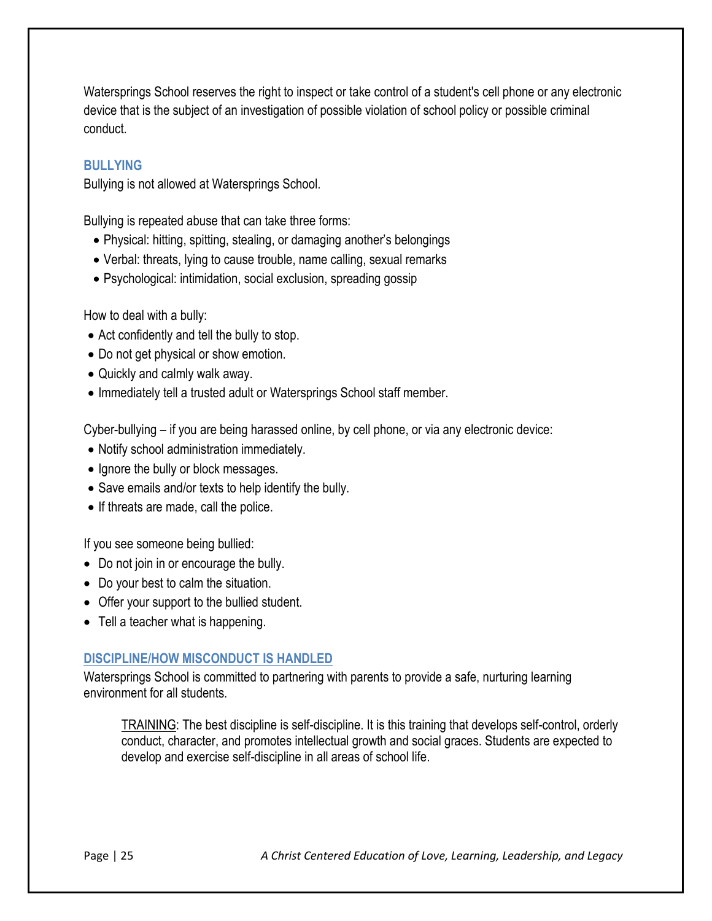Watersprings School reserves the right to inspect or take control of a student's cell phone or any electronic device that is the subject of an investigation of possible violation of school policy or possible criminal conduct.

## BULLYING

Bullying is not allowed at Watersprings School.

Bullying is repeated abuse that can take three forms:

- Physical: hitting, spitting, stealing, or damaging another's belongings
- Verbal: threats, lying to cause trouble, name calling, sexual remarks
- Psychological: intimidation, social exclusion, spreading gossip

How to deal with a bully:

- Act confidently and tell the bully to stop.
- Do not get physical or show emotion.
- Quickly and calmly walk away.
- Immediately tell a trusted adult or Watersprings School staff member.

Cyber-bullying – if you are being harassed online, by cell phone, or via any electronic device:

- Notify school administration immediately.
- Ignore the bully or block messages.
- Save emails and/or texts to help identify the bully.
- If threats are made, call the police.

If you see someone being bullied:

- Do not join in or encourage the bully.
- Do your best to calm the situation.
- Offer your support to the bullied student.
- Tell a teacher what is happening.

## DISCIPLINE/HOW MISCONDUCT IS HANDLED

Watersprings School is committed to partnering with parents to provide a safe, nurturing learning environment for all students.

> TRAINING: The best discipline is self-discipline. It is this training that develops self-control, orderly conduct, character, and promotes intellectual growth and social graces. Students are expected to develop and exercise self-discipline in all areas of school life.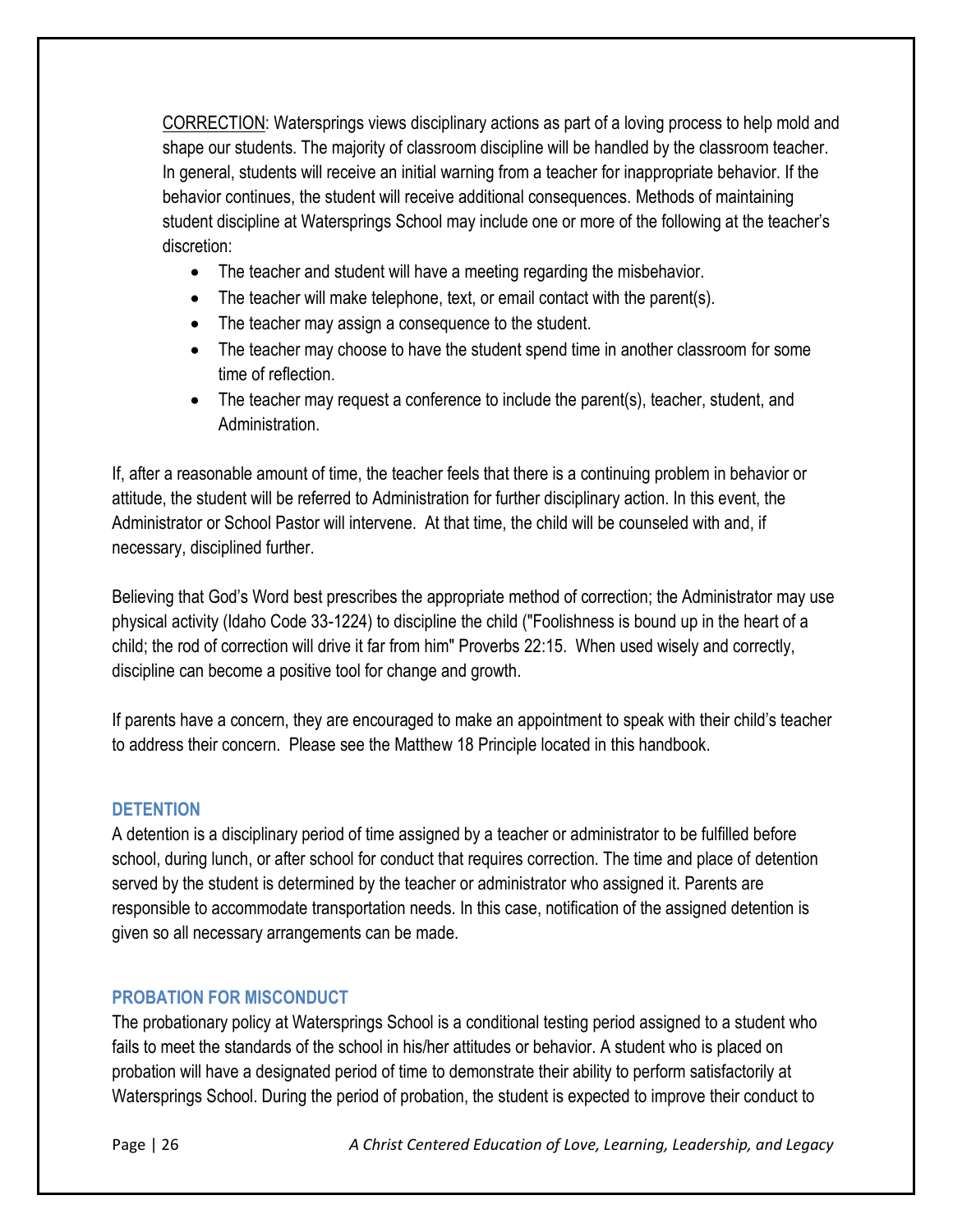<u>CORRECTION</u>: Watersprings views disciplinary actions as part of a loving process to help mold and shape our students. The majority of classroom discipline will be handled by the classroom teacher. In general, students will receive an initial warning from a teacher for inappropriate behavior. If the behavior continues, the student will receive additional consequences. Methods of maintaining student discipline at Watersprings School may include one or more of the following at the teacher's discretion:

- The teacher and student will have a meeting regarding the misbehavior.
- The teacher will make telephone, text, or email contact with the parent(s).
- The teacher may assign a consequence to the student.
- The teacher may choose to have the student spend time in another classroom for some time of reflection.
- The teacher may request a conference to include the parent(s), teacher, student, and Administration.

If, after a reasonable amount of time, the teacher feels that there is a continuing problem in behavior or attitude, the student will be referred to Administration for further disciplinary action. In this event, the Administrator or School Pastor will intervene. At that time, the child will be counseled with and, if necessary, disciplined further.

Believing that God's Word best prescribes the appropriate method of correction; the Administrator may use physical activity (Idaho Code 33-1224) to discipline the child ("Foolishness is bound up in the heart of a child; the rod of correction will drive it far from him" Proverbs 22:15. When used wisely and correctly, discipline can become a positive tool for change and growth.

If parents have a concern, they are encouraged to make an appointment to speak with their child's teacher to address their concern. Please see the Matthew 18 Principle located in this handbook.

### DETENTION

A detention is a disciplinary period of time assigned by a teacher or administrator to be fulfilled before school, during lunch, or after school for conduct that requires correction. The time and place of detention served by the student is determined by the teacher or administrator who assigned it. Parents are responsible to accommodate transportation needs. In this case, notification of the assigned detention is given so all necessary arrangements can be made.

### PROBATION FOR MISCONDUCT

The probationary policy at Watersprings School is a conditional testing period assigned to a student who fails to meet the standards of the school in his/her attitudes or behavior. A student who is placed on probation will have a designated period of time to demonstrate their ability to perform satisfactorily at Watersprings School. During the period of probation, the student is expected to improve their conduct to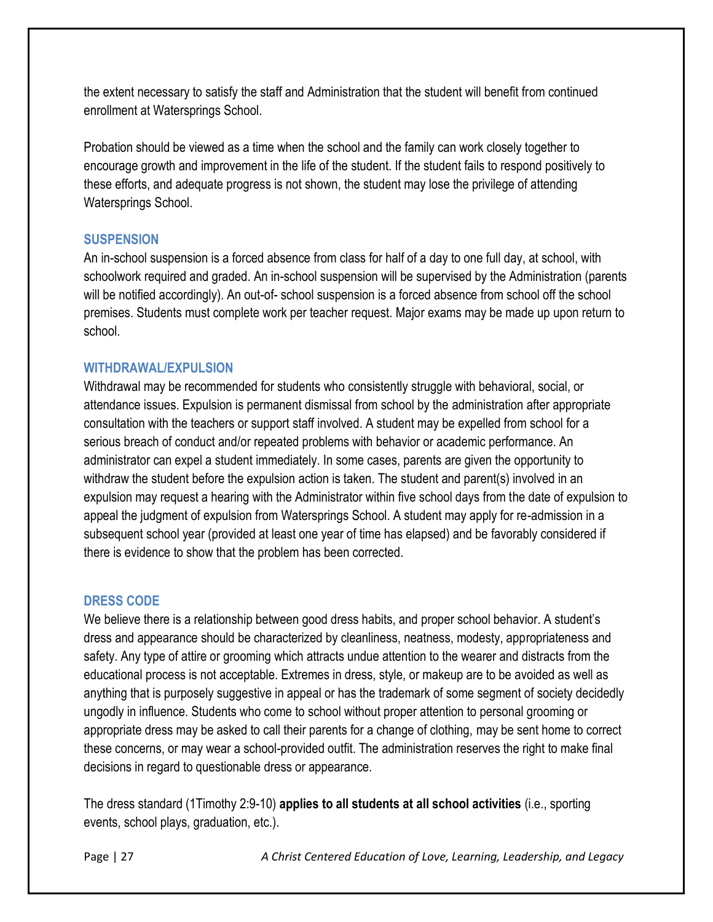the extent necessary to satisfy the staff and Administration that the student will benefit from continued enrollment at Watersprings School.

Probation should be viewed as a time when the school and the family can work closely together to encourage growth and improvement in the life of the student. If the student fails to respond positively to these efforts, and adequate progress is not shown, the student may lose the privilege of attending Watersprings School.

### SUSPENSION

An in-school suspension is a forced absence from class for half of a day to one full day, at school, with schoolwork required and graded. An in-school suspension will be supervised by the Administration (parents will be notified accordingly). An out-of- school suspension is a forced absence from school off the school premises. Students must complete work per teacher request. Major exams may be made up upon return to school.

### WITHDRAWAL/EXPULSION

Withdrawal may be recommended for students who consistently struggle with behavioral, social, or attendance issues. Expulsion is permanent dismissal from school by the administration after appropriate consultation with the teachers or support staff involved. A student may be expelled from school for a serious breach of conduct and/or repeated problems with behavior or academic performance. An administrator can expel a student immediately. In some cases, parents are given the opportunity to withdraw the student before the expulsion action is taken. The student and parent(s) involved in an expulsion may request a hearing with the Administrator within five school days from the date of expulsion to appeal the judgment of expulsion from Watersprings School. A student may apply for re-admission in a subsequent school year (provided at least one year of time has elapsed) and be favorably considered if there is evidence to show that the problem has been corrected.

### DRESS CODE

We believe there is a relationship between good dress habits, and proper school behavior. A student's dress and appearance should be characterized by cleanliness, neatness, modesty, appropriateness and safety. Any type of attire or grooming which attracts undue attention to the wearer and distracts from the educational process is not acceptable. Extremes in dress, style, or makeup are to be avoided as well as anything that is purposely suggestive in appeal or has the trademark of some segment of society decidedly ungodly in influence. Students who come to school without proper attention to personal grooming or appropriate dress may be asked to call their parents for a change of clothing, may be sent home to correct these concerns, or may wear a school-provided outfit. The administration reserves the right to make final decisions in regard to questionable dress or appearance.

The dress standard (1Timothy 2:9-10) **applies to all students at all school activities** (i.e., sporting events, school plays, graduation, etc.).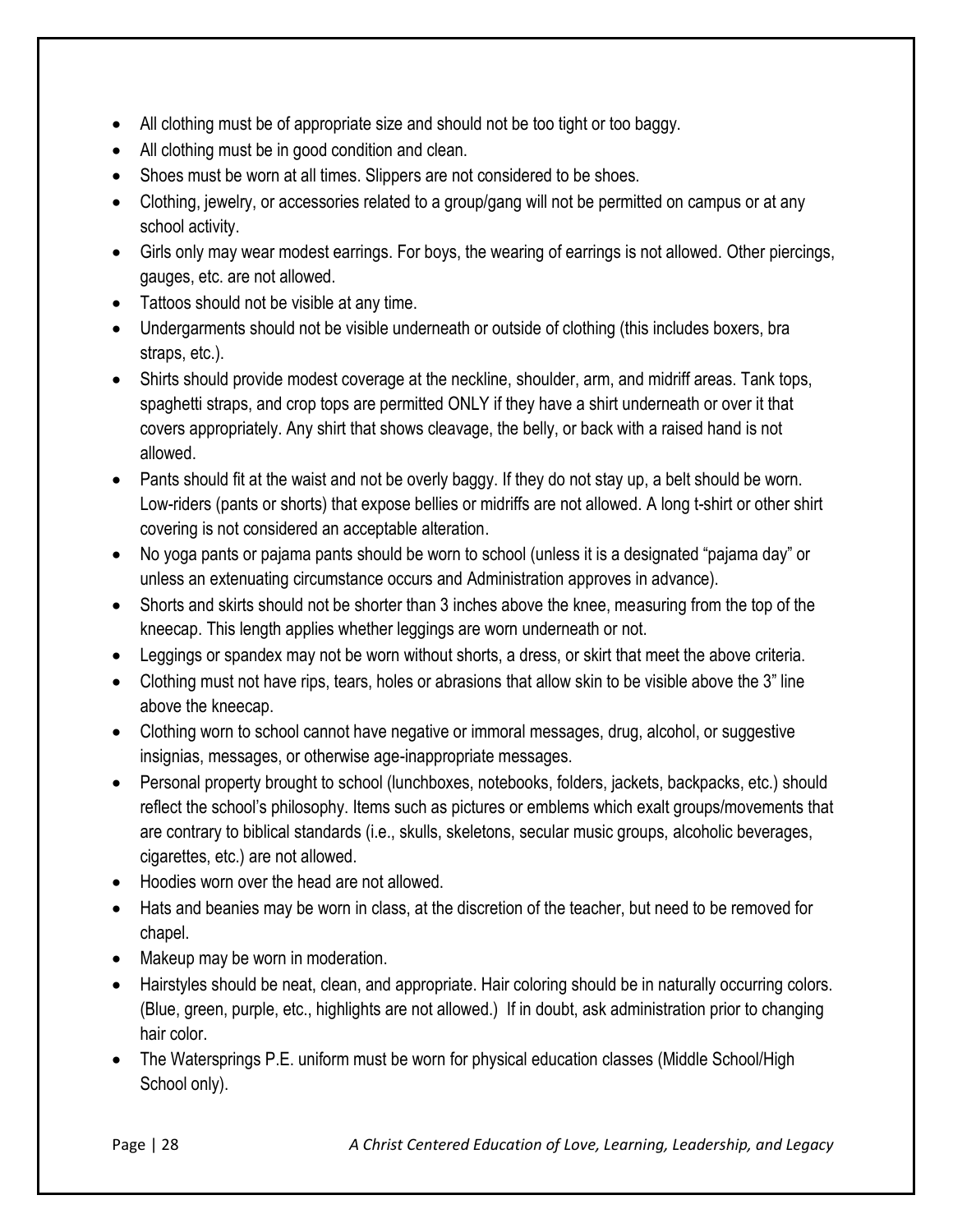- All clothing must be of appropriate size and should not be too tight or too baggy.
- All clothing must be in good condition and clean.
- Shoes must be worn at all times. Slippers are not considered to be shoes.
- Clothing, jewelry, or accessories related to a group/gang will not be permitted on campus or at any school activity.
- Girls only may wear modest earrings. For boys, the wearing of earrings is not allowed. Other piercings, gauges, etc. are not allowed.
- Tattoos should not be visible at any time.
- Undergarments should not be visible underneath or outside of clothing (this includes boxers, bra straps, etc.).
- Shirts should provide modest coverage at the neckline, shoulder, arm, and midriff areas. Tank tops, spaghetti straps, and crop tops are permitted ONLY if they have a shirt underneath or over it that covers appropriately. Any shirt that shows cleavage, the belly, or back with a raised hand is not allowed.
- Pants should fit at the waist and not be overly baggy. If they do not stay up, a belt should be worn. Low-riders (pants or shorts) that expose bellies or midriffs are not allowed. A long t-shirt or other shirt covering is not considered an acceptable alteration.
- No yoga pants or pajama pants should be worn to school (unless it is a designated "pajama day" or unless an extenuating circumstance occurs and Administration approves in advance).
- Shorts and skirts should not be shorter than 3 inches above the knee, measuring from the top of the kneecap. This length applies whether leggings are worn underneath or not.
- Leggings or spandex may not be worn without shorts, a dress, or skirt that meet the above criteria.
- Clothing must not have rips, tears, holes or abrasions that allow skin to be visible above the 3" line above the kneecap.
- Clothing worn to school cannot have negative or immoral messages, drug, alcohol, or suggestive insignias, messages, or otherwise age-inappropriate messages.
- Personal property brought to school (lunchboxes, notebooks, folders, jackets, backpacks, etc.) should reflect the school's philosophy. Items such as pictures or emblems which exalt groups/movements that are contrary to biblical standards (i.e., skulls, skeletons, secular music groups, alcoholic beverages, cigarettes, etc.) are not allowed.
- Hoodies worn over the head are not allowed.
- Hats and beanies may be worn in class, at the discretion of the teacher, but need to be removed for chapel.
- Makeup may be worn in moderation.
- Hairstyles should be neat, clean, and appropriate. Hair coloring should be in naturally occurring colors. (Blue, green, purple, etc., highlights are not allowed.) If in doubt, ask administration prior to changing hair color.
- The Watersprings P.E. uniform must be worn for physical education classes (Middle School/High School only).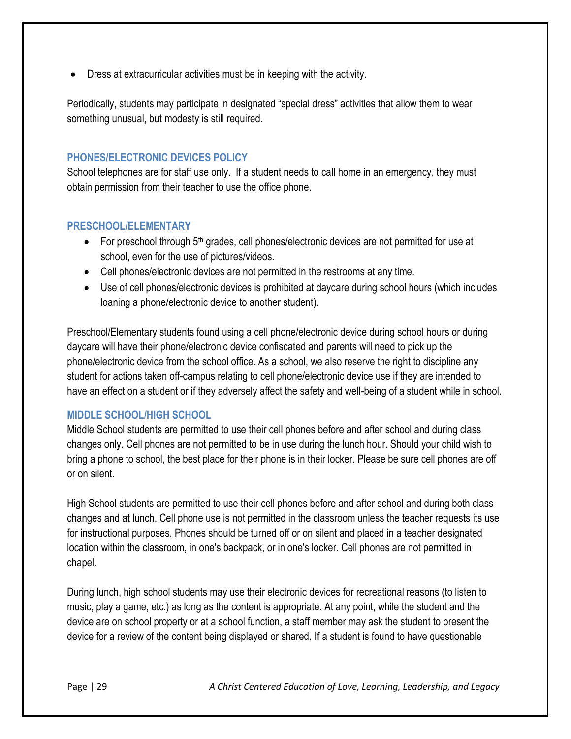- Dress at extracurricular activities must be in keeping with the activity.

Periodically, students may participate in designated "special dress" activities that allow them to wear something unusual, but modesty is still required.

## PHONES/ELECTRONIC DEVICES POLICY

School telephones are for staff use only. If a student needs to call home in an emergency, they must obtain permission from their teacher to use the office phone.

## PRESCHOOL/ELEMENTARY

- For preschool through 5th grades, cell phones/electronic devices are not permitted for use at school, even for the use of pictures/videos.
- Cell phones/electronic devices are not permitted in the restrooms at any time.
- Use of cell phones/electronic devices is prohibited at daycare during school hours (which includes loaning a phone/electronic device to another student).

Preschool/Elementary students found using a cell phone/electronic device during school hours or during daycare will have their phone/electronic device confiscated and parents will need to pick up the phone/electronic device from the school office. As a school, we also reserve the right to discipline any student for actions taken off-campus relating to cell phone/electronic device use if they are intended to have an effect on a student or if they adversely affect the safety and well-being of a student while in school.

## MIDDLE SCHOOL/HIGH SCHOOL

Middle School students are permitted to use their cell phones before and after school and during class changes only. Cell phones are not permitted to be in use during the lunch hour. Should your child wish to bring a phone to school, the best place for their phone is in their locker. Please be sure cell phones are off or on silent.

High School students are permitted to use their cell phones before and after school and during both class changes and at lunch. Cell phone use is not permitted in the classroom unless the teacher requests its use for instructional purposes. Phones should be turned off or on silent and placed in a teacher designated location within the classroom, in one's backpack, or in one's locker. Cell phones are not permitted in chapel.

During lunch, high school students may use their electronic devices for recreational reasons (to listen to music, play a game, etc.) as long as the content is appropriate. At any point, while the student and the device are on school property or at a school function, a staff member may ask the student to present the device for a review of the content being displayed or shared. If a student is found to have questionable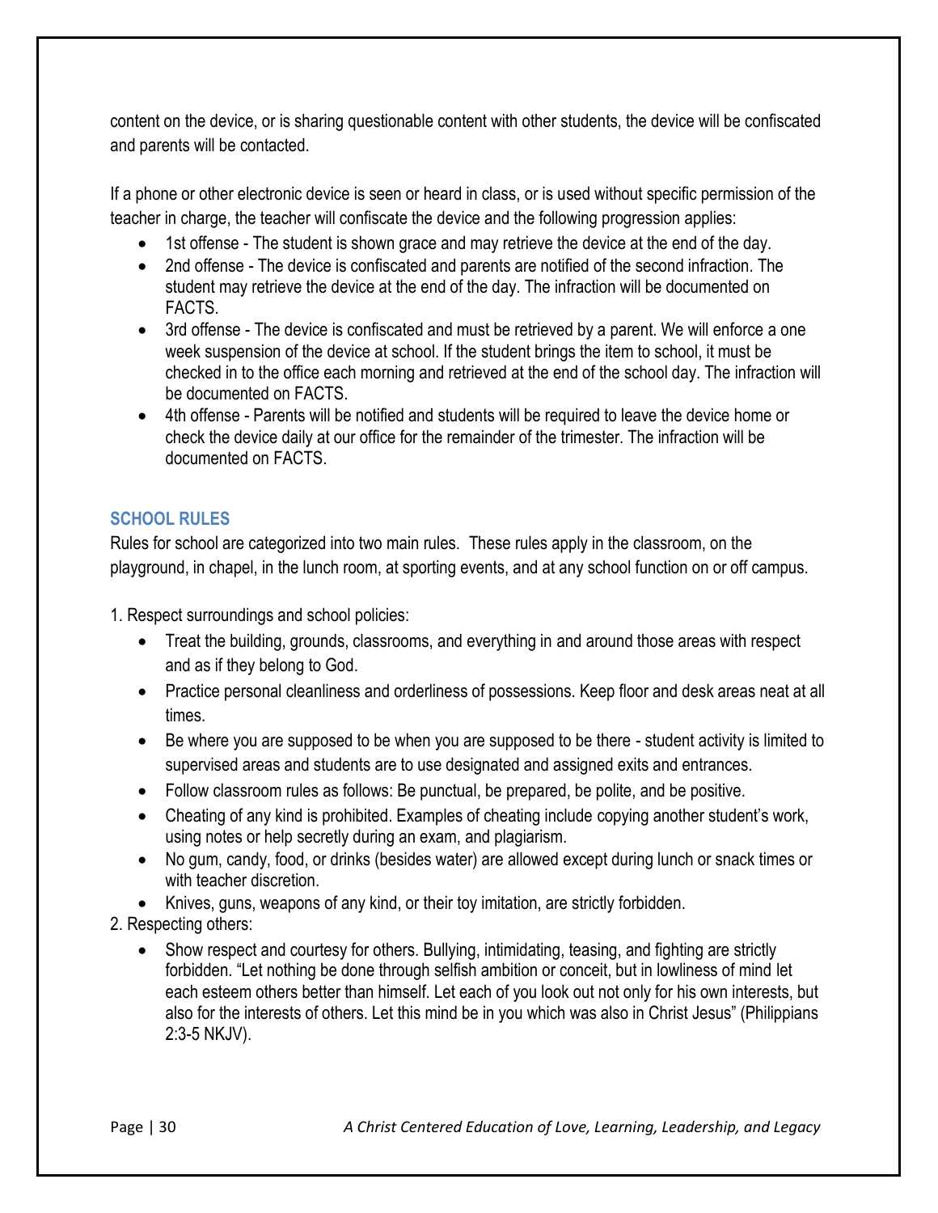content on the device, or is sharing questionable content with other students, the device will be confiscated and parents will be contacted.

If a phone or other electronic device is seen or heard in class, or is used without specific permission of the teacher in charge, the teacher will confiscate the device and the following progression applies:

- 1st offense - The student is shown grace and may retrieve the device at the end of the day.
- 2nd offense - The device is confiscated and parents are notified of the second infraction. The student may retrieve the device at the end of the day. The infraction will be documented on FACTS.
- 3rd offense - The device is confiscated and must be retrieved by a parent. We will enforce a one week suspension of the device at school. If the student brings the item to school, it must be checked in to the office each morning and retrieved at the end of the school day. The infraction will be documented on FACTS.
- 4th offense - Parents will be notified and students will be required to leave the device home or check the device daily at our office for the remainder of the trimester. The infraction will be documented on FACTS.

## SCHOOL RULES

Rules for school are categorized into two main rules. These rules apply in the classroom, on the playground, in chapel, in the lunch room, at sporting events, and at any school function on or off campus.

1. Respect surroundings and school policies:
    - Treat the building, grounds, classrooms, and everything in and around those areas with respect and as if they belong to God.
    - Practice personal cleanliness and orderliness of possessions. Keep floor and desk areas neat at all times.
    - Be where you are supposed to be when you are supposed to be there - student activity is limited to supervised areas and students are to use designated and assigned exits and entrances.
    - Follow classroom rules as follows: Be punctual, be prepared, be polite, and be positive.
    - Cheating of any kind is prohibited. Examples of cheating include copying another student's work, using notes or help secretly during an exam, and plagiarism.
    - No gum, candy, food, or drinks (besides water) are allowed except during lunch or snack times or with teacher discretion.
    - Knives, guns, weapons of any kind, or their toy imitation, are strictly forbidden.
2. Respecting others:
    - Show respect and courtesy for others. Bullying, intimidating, teasing, and fighting are strictly forbidden. "Let nothing be done through selfish ambition or conceit, but in lowliness of mind let each esteem others better than himself. Let each of you look out not only for his own interests, but also for the interests of others. Let this mind be in you which was also in Christ Jesus" (Philippians 2:3-5 NKJV).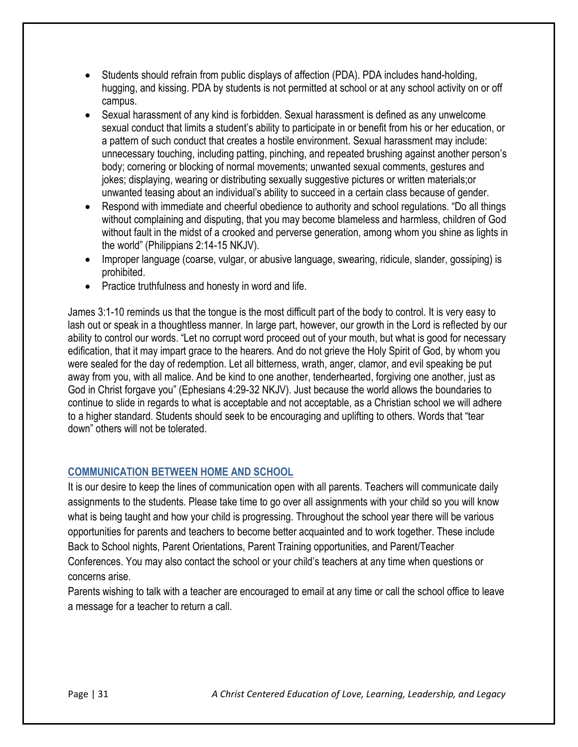- Students should refrain from public displays of affection (PDA). PDA includes hand-holding, hugging, and kissing. PDA by students is not permitted at school or at any school activity on or off campus.
- Sexual harassment of any kind is forbidden. Sexual harassment is defined as any unwelcome sexual conduct that limits a student's ability to participate in or benefit from his or her education, or a pattern of such conduct that creates a hostile environment. Sexual harassment may include: unnecessary touching, including patting, pinching, and repeated brushing against another person's body; cornering or blocking of normal movements; unwanted sexual comments, gestures and jokes; displaying, wearing or distributing sexually suggestive pictures or written materials;or unwanted teasing about an individual's ability to succeed in a certain class because of gender.
- Respond with immediate and cheerful obedience to authority and school regulations. "Do all things without complaining and disputing, that you may become blameless and harmless, children of God without fault in the midst of a crooked and perverse generation, among whom you shine as lights in the world" (Philippians 2:14-15 NKJV).
- Improper language (coarse, vulgar, or abusive language, swearing, ridicule, slander, gossiping) is prohibited.
- Practice truthfulness and honesty in word and life.

James 3:1-10 reminds us that the tongue is the most difficult part of the body to control. It is very easy to lash out or speak in a thoughtless manner. In large part, however, our growth in the Lord is reflected by our ability to control our words. "Let no corrupt word proceed out of your mouth, but what is good for necessary edification, that it may impart grace to the hearers. And do not grieve the Holy Spirit of God, by whom you were sealed for the day of redemption. Let all bitterness, wrath, anger, clamor, and evil speaking be put away from you, with all malice. And be kind to one another, tenderhearted, forgiving one another, just as God in Christ forgave you" (Ephesians 4:29-32 NKJV). Just because the world allows the boundaries to continue to slide in regards to what is acceptable and not acceptable, as a Christian school we will adhere to a higher standard. Students should seek to be encouraging and uplifting to others. Words that "tear down" others will not be tolerated.

## COMMUNICATION BETWEEN HOME AND SCHOOL

It is our desire to keep the lines of communication open with all parents. Teachers will communicate daily assignments to the students. Please take time to go over all assignments with your child so you will know what is being taught and how your child is progressing. Throughout the school year there will be various opportunities for parents and teachers to become better acquainted and to work together. These include Back to School nights, Parent Orientations, Parent Training opportunities, and Parent/Teacher Conferences. You may also contact the school or your child's teachers at any time when questions or concerns arise.

Parents wishing to talk with a teacher are encouraged to email at any time or call the school office to leave a message for a teacher to return a call.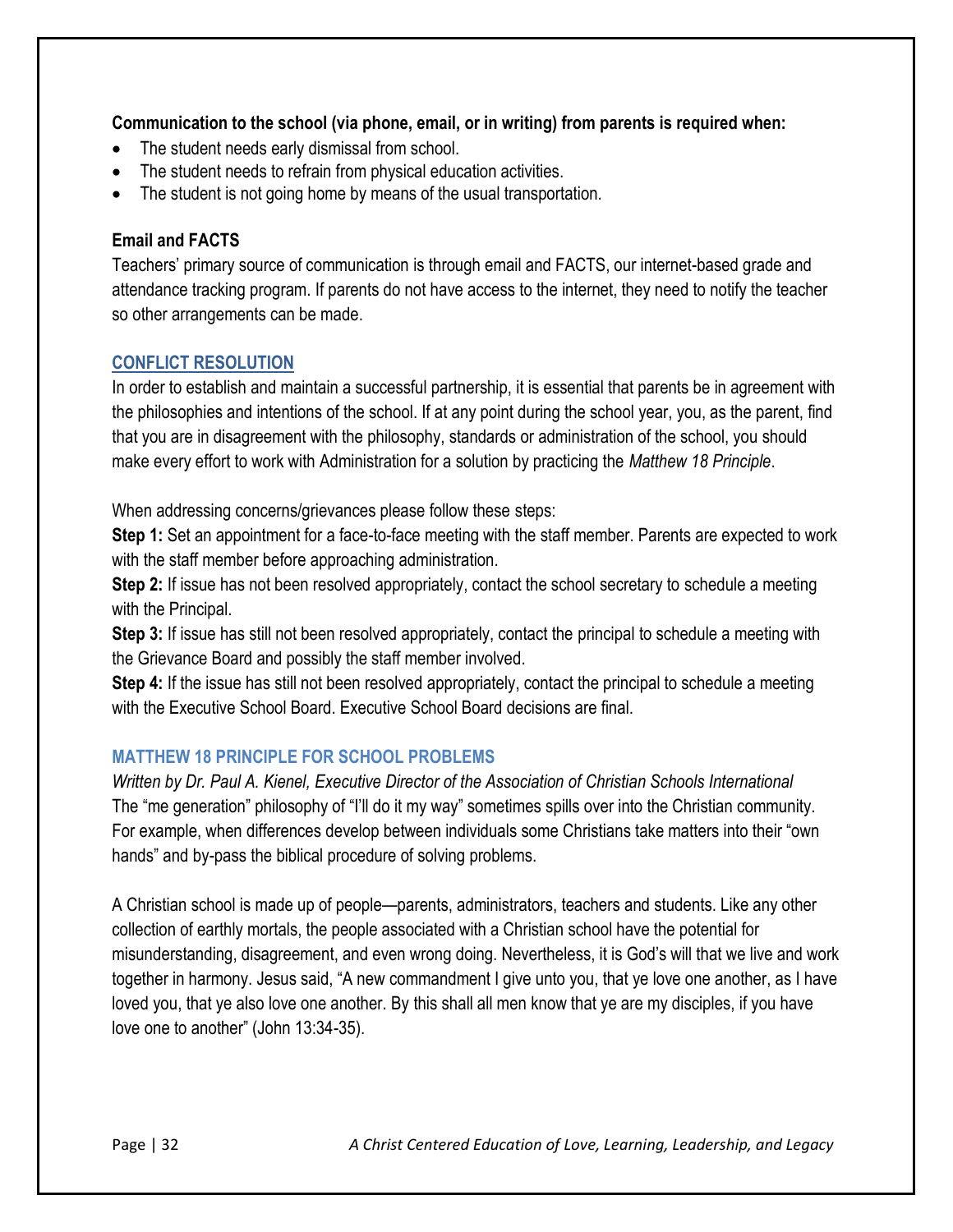**Communication to the school (via phone, email, or in writing) from parents is required when:**

- The student needs early dismissal from school.
- The student needs to refrain from physical education activities.
- The student is not going home by means of the usual transportation.

**Email and FACTS**

Teachers' primary source of communication is through email and FACTS, our internet-based grade and attendance tracking program. If parents do not have access to the internet, they need to notify the teacher so other arrangements can be made.

## CONFLICT RESOLUTION

In order to establish and maintain a successful partnership, it is essential that parents be in agreement with the philosophies and intentions of the school. If at any point during the school year, you, as the parent, find that you are in disagreement with the philosophy, standards or administration of the school, you should make every effort to work with Administration for a solution by practicing the *Matthew 18 Principle*.

When addressing concerns/grievances please follow these steps:

**Step 1:** Set an appointment for a face-to-face meeting with the staff member. Parents are expected to work with the staff member before approaching administration.

**Step 2:** If issue has not been resolved appropriately, contact the school secretary to schedule a meeting with the Principal.

**Step 3:** If issue has still not been resolved appropriately, contact the principal to schedule a meeting with the Grievance Board and possibly the staff member involved.

**Step 4:** If the issue has still not been resolved appropriately, contact the principal to schedule a meeting with the Executive School Board. Executive School Board decisions are final.

### MATTHEW 18 PRINCIPLE FOR SCHOOL PROBLEMS

*Written by Dr. Paul A. Kienel, Executive Director of the Association of Christian Schools International*

The "me generation" philosophy of "I'll do it my way" sometimes spills over into the Christian community. For example, when differences develop between individuals some Christians take matters into their "own hands" and by-pass the biblical procedure of solving problems.

A Christian school is made up of people—parents, administrators, teachers and students. Like any other collection of earthly mortals, the people associated with a Christian school have the potential for misunderstanding, disagreement, and even wrong doing. Nevertheless, it is God's will that we live and work together in harmony. Jesus said, "A new commandment I give unto you, that ye love one another, as I have loved you, that ye also love one another. By this shall all men know that ye are my disciples, if you have love one to another" (John 13:34-35).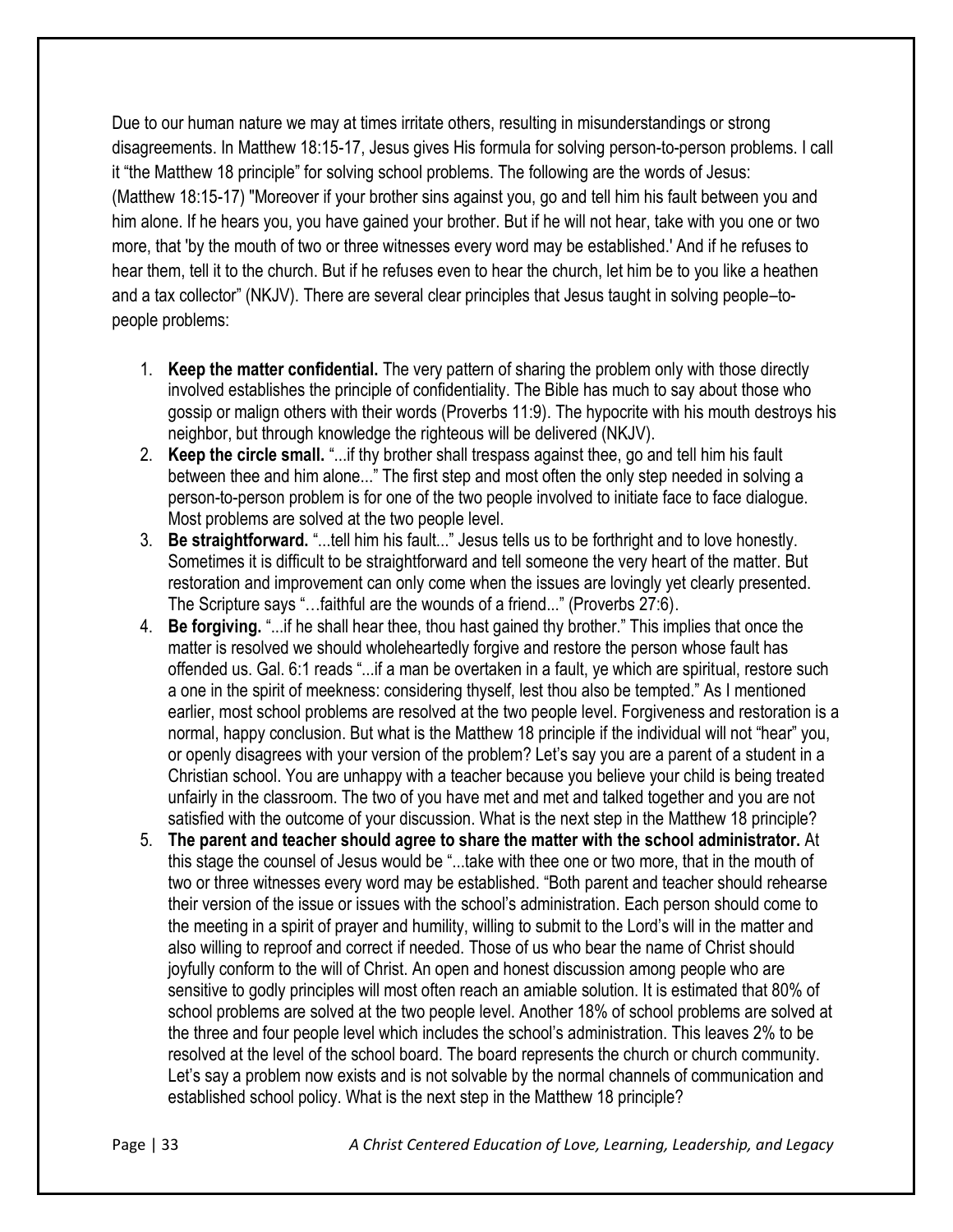Due to our human nature we may at times irritate others, resulting in misunderstandings or strong disagreements. In Matthew 18:15-17, Jesus gives His formula for solving person-to-person problems. I call it “the Matthew 18 principle” for solving school problems. The following are the words of Jesus: (Matthew 18:15-17) "Moreover if your brother sins against you, go and tell him his fault between you and him alone. If he hears you, you have gained your brother. But if he will not hear, take with you one or two more, that 'by the mouth of two or three witnesses every word may be established.' And if he refuses to hear them, tell it to the church. But if he refuses even to hear the church, let him be to you like a heathen and a tax collector” (NKJV). There are several clear principles that Jesus taught in solving people–to-people problems:

1. **Keep the matter confidential.** The very pattern of sharing the problem only with those directly involved establishes the principle of confidentiality. The Bible has much to say about those who gossip or malign others with their words (Proverbs 11:9). The hypocrite with his mouth destroys his neighbor, but through knowledge the righteous will be delivered (NKJV).
2. **Keep the circle small.** “...if thy brother shall trespass against thee, go and tell him his fault between thee and him alone...” The first step and most often the only step needed in solving a person-to-person problem is for one of the two people involved to initiate face to face dialogue. Most problems are solved at the two people level.
3. **Be straightforward.** “...tell him his fault...” Jesus tells us to be forthright and to love honestly. Sometimes it is difficult to be straightforward and tell someone the very heart of the matter. But restoration and improvement can only come when the issues are lovingly yet clearly presented. The Scripture says “…faithful are the wounds of a friend...” (Proverbs 27:6).
4. **Be forgiving.** “...if he shall hear thee, thou hast gained thy brother.” This implies that once the matter is resolved we should wholeheartedly forgive and restore the person whose fault has offended us. Gal. 6:1 reads “...if a man be overtaken in a fault, ye which are spiritual, restore such a one in the spirit of meekness: considering thyself, lest thou also be tempted.” As I mentioned earlier, most school problems are resolved at the two people level. Forgiveness and restoration is a normal, happy conclusion. But what is the Matthew 18 principle if the individual will not “hear” you, or openly disagrees with your version of the problem? Let’s say you are a parent of a student in a Christian school. You are unhappy with a teacher because you believe your child is being treated unfairly in the classroom. The two of you have met and met and talked together and you are not satisfied with the outcome of your discussion. What is the next step in the Matthew 18 principle?
5. **The parent and teacher should agree to share the matter with the school administrator.** At this stage the counsel of Jesus would be “...take with thee one or two more, that in the mouth of two or three witnesses every word may be established. “Both parent and teacher should rehearse their version of the issue or issues with the school’s administration. Each person should come to the meeting in a spirit of prayer and humility, willing to submit to the Lord’s will in the matter and also willing to reproof and correct if needed. Those of us who bear the name of Christ should joyfully conform to the will of Christ. An open and honest discussion among people who are sensitive to godly principles will most often reach an amiable solution. It is estimated that 80% of school problems are solved at the two people level. Another 18% of school problems are solved at the three and four people level which includes the school’s administration. This leaves 2% to be resolved at the level of the school board. The board represents the church or church community. Let’s say a problem now exists and is not solvable by the normal channels of communication and established school policy. What is the next step in the Matthew 18 principle?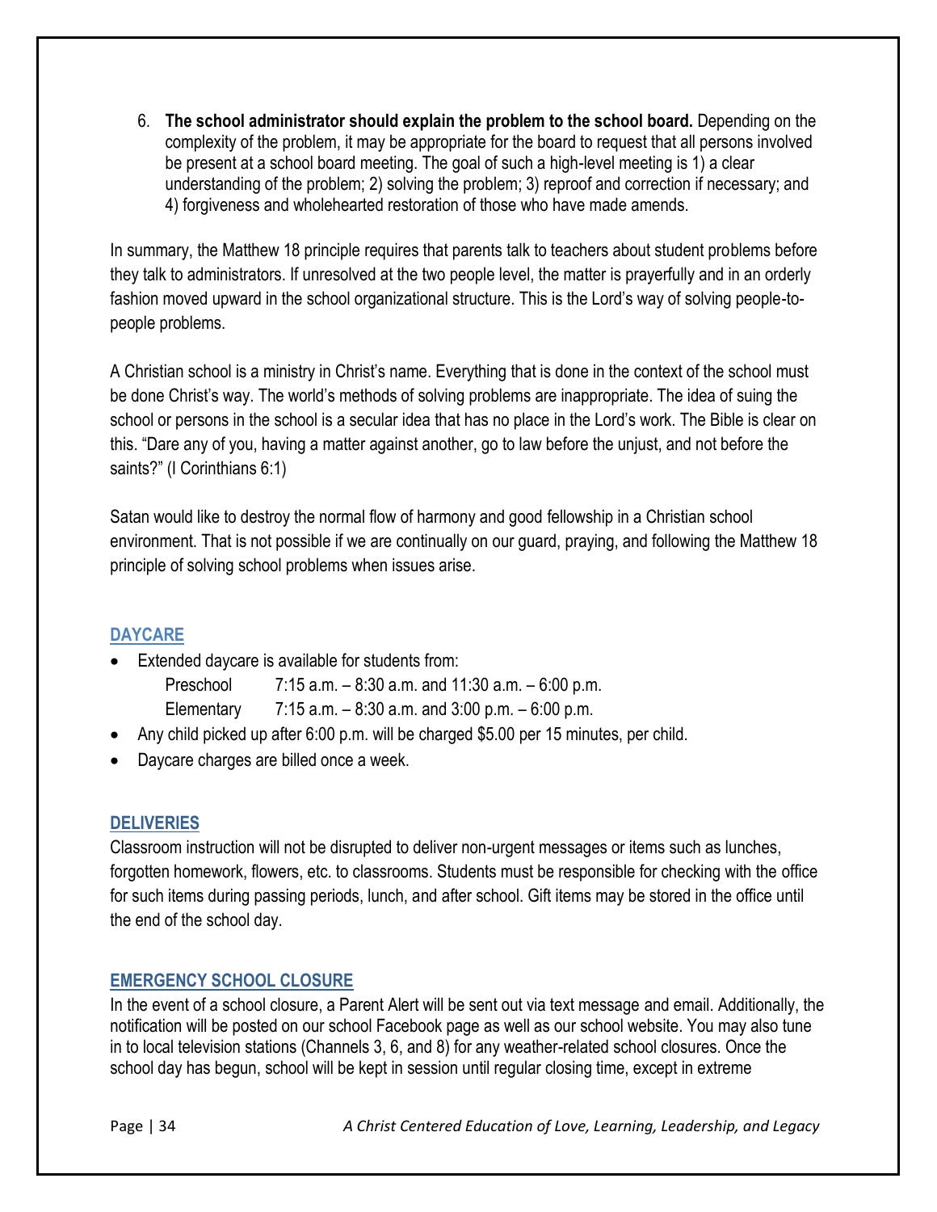6. **The school administrator should explain the problem to the school board.** Depending on the complexity of the problem, it may be appropriate for the board to request that all persons involved be present at a school board meeting. The goal of such a high-level meeting is 1) a clear understanding of the problem; 2) solving the problem; 3) reproof and correction if necessary; and 4) forgiveness and wholehearted restoration of those who have made amends.

In summary, the Matthew 18 principle requires that parents talk to teachers about student problems before they talk to administrators. If unresolved at the two people level, the matter is prayerfully and in an orderly fashion moved upward in the school organizational structure. This is the Lord's way of solving people-to-people problems.

A Christian school is a ministry in Christ's name. Everything that is done in the context of the school must be done Christ's way. The world's methods of solving problems are inappropriate. The idea of suing the school or persons in the school is a secular idea that has no place in the Lord's work. The Bible is clear on this. "Dare any of you, having a matter against another, go to law before the unjust, and not before the saints?" (I Corinthians 6:1)

Satan would like to destroy the normal flow of harmony and good fellowship in a Christian school environment. That is not possible if we are continually on our guard, praying, and following the Matthew 18 principle of solving school problems when issues arise.

## DAYCARE

- Extended daycare is available for students from:
  - Preschool 7:15 a.m. – 8:30 a.m. and 11:30 a.m. – 6:00 p.m.
  - Elementary 7:15 a.m. – 8:30 a.m. and 3:00 p.m. – 6:00 p.m.
- Any child picked up after 6:00 p.m. will be charged $5.00 per 15 minutes, per child.
- Daycare charges are billed once a week.

## DELIVERIES

Classroom instruction will not be disrupted to deliver non-urgent messages or items such as lunches, forgotten homework, flowers, etc. to classrooms. Students must be responsible for checking with the office for such items during passing periods, lunch, and after school. Gift items may be stored in the office until the end of the school day.

## EMERGENCY SCHOOL CLOSURE

In the event of a school closure, a Parent Alert will be sent out via text message and email. Additionally, the notification will be posted on our school Facebook page as well as our school website. You may also tune in to local television stations (Channels 3, 6, and 8) for any weather-related school closures. Once the school day has begun, school will be kept in session until regular closing time, except in extreme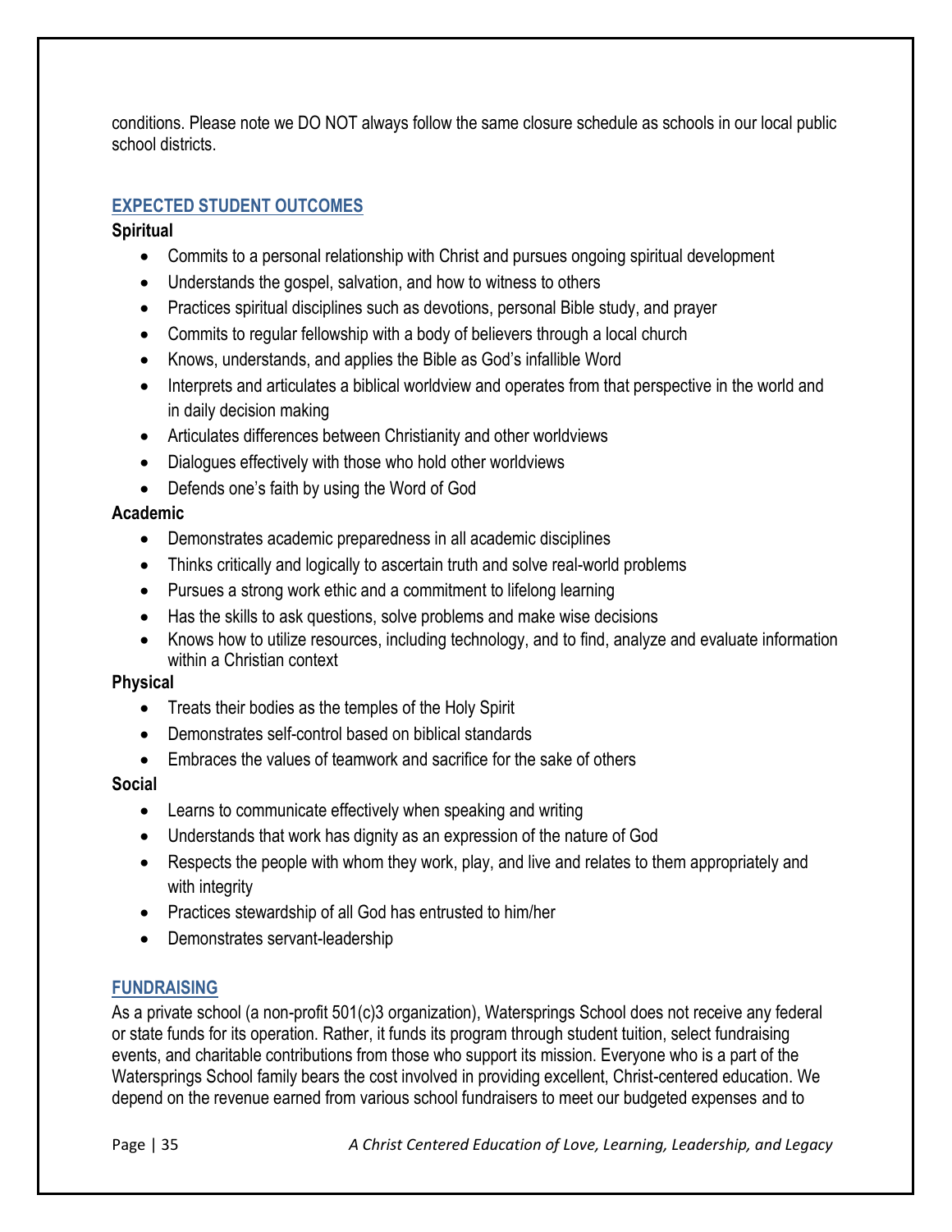conditions. Please note we DO NOT always follow the same closure schedule as schools in our local public school districts.

## EXPECTED STUDENT OUTCOMES

**Spiritual**

- Commits to a personal relationship with Christ and pursues ongoing spiritual development
- Understands the gospel, salvation, and how to witness to others
- Practices spiritual disciplines such as devotions, personal Bible study, and prayer
- Commits to regular fellowship with a body of believers through a local church
- Knows, understands, and applies the Bible as God's infallible Word
- Interprets and articulates a biblical worldview and operates from that perspective in the world and in daily decision making
- Articulates differences between Christianity and other worldviews
- Dialogues effectively with those who hold other worldviews
- Defends one's faith by using the Word of God

**Academic**

- Demonstrates academic preparedness in all academic disciplines
- Thinks critically and logically to ascertain truth and solve real-world problems
- Pursues a strong work ethic and a commitment to lifelong learning
- Has the skills to ask questions, solve problems and make wise decisions
- Knows how to utilize resources, including technology, and to find, analyze and evaluate information within a Christian context

**Physical**

- Treats their bodies as the temples of the Holy Spirit
- Demonstrates self-control based on biblical standards
- Embraces the values of teamwork and sacrifice for the sake of others

**Social**

- Learns to communicate effectively when speaking and writing
- Understands that work has dignity as an expression of the nature of God
- Respects the people with whom they work, play, and live and relates to them appropriately and with integrity
- Practices stewardship of all God has entrusted to him/her
- Demonstrates servant-leadership

## FUNDRAISING

As a private school (a non-profit 501(c)3 organization), Watersprings School does not receive any federal or state funds for its operation. Rather, it funds its program through student tuition, select fundraising events, and charitable contributions from those who support its mission. Everyone who is a part of the Watersprings School family bears the cost involved in providing excellent, Christ-centered education. We depend on the revenue earned from various school fundraisers to meet our budgeted expenses and to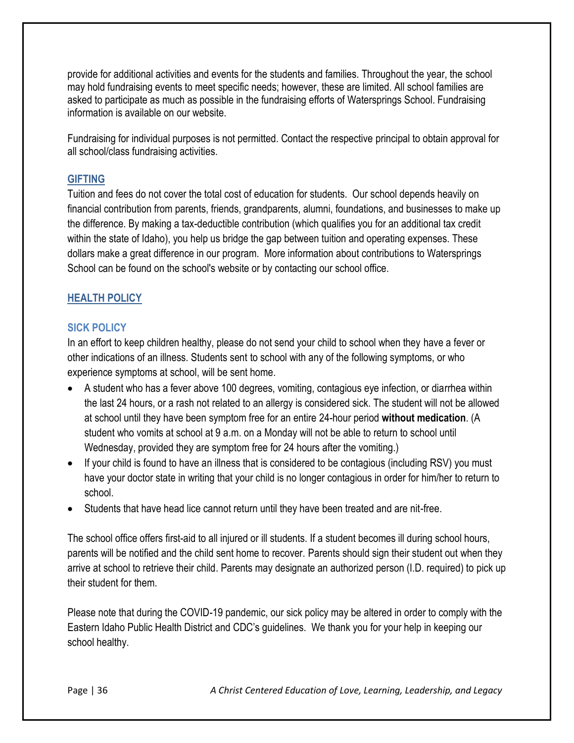provide for additional activities and events for the students and families. Throughout the year, the school may hold fundraising events to meet specific needs; however, these are limited. All school families are asked to participate as much as possible in the fundraising efforts of Watersprings School. Fundraising information is available on our website.

Fundraising for individual purposes is not permitted. Contact the respective principal to obtain approval for all school/class fundraising activities.

## GIFTING

Tuition and fees do not cover the total cost of education for students. Our school depends heavily on financial contribution from parents, friends, grandparents, alumni, foundations, and businesses to make up the difference. By making a tax-deductible contribution (which qualifies you for an additional tax credit within the state of Idaho), you help us bridge the gap between tuition and operating expenses. These dollars make a great difference in our program. More information about contributions to Watersprings School can be found on the school's website or by contacting our school office.

## HEALTH POLICY

### SICK POLICY

In an effort to keep children healthy, please do not send your child to school when they have a fever or other indications of an illness. Students sent to school with any of the following symptoms, or who experience symptoms at school, will be sent home.

- A student who has a fever above 100 degrees, vomiting, contagious eye infection, or diarrhea within the last 24 hours, or a rash not related to an allergy is considered sick. The student will not be allowed at school until they have been symptom free for an entire 24-hour period **without medication**. (A student who vomits at school at 9 a.m. on a Monday will not be able to return to school until Wednesday, provided they are symptom free for 24 hours after the vomiting.)
- If your child is found to have an illness that is considered to be contagious (including RSV) you must have your doctor state in writing that your child is no longer contagious in order for him/her to return to school.
- Students that have head lice cannot return until they have been treated and are nit-free.

The school office offers first-aid to all injured or ill students. If a student becomes ill during school hours, parents will be notified and the child sent home to recover. Parents should sign their student out when they arrive at school to retrieve their child. Parents may designate an authorized person (I.D. required) to pick up their student for them.

Please note that during the COVID-19 pandemic, our sick policy may be altered in order to comply with the Eastern Idaho Public Health District and CDC's guidelines. We thank you for your help in keeping our school healthy.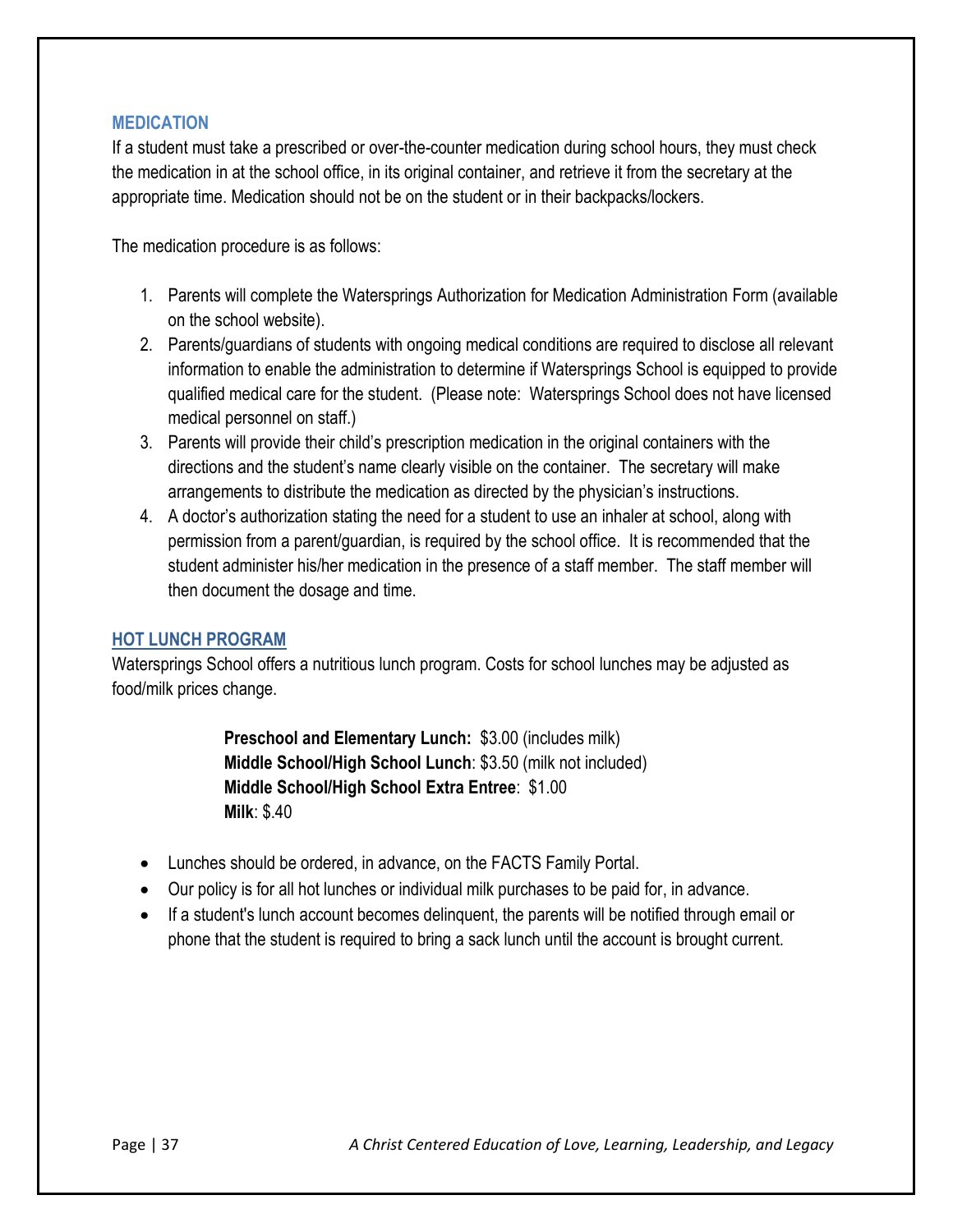## MEDICATION

If a student must take a prescribed or over-the-counter medication during school hours, they must check the medication in at the school office, in its original container, and retrieve it from the secretary at the appropriate time. Medication should not be on the student or in their backpacks/lockers.

The medication procedure is as follows:

1. Parents will complete the Watersprings Authorization for Medication Administration Form (available on the school website).
2. Parents/guardians of students with ongoing medical conditions are required to disclose all relevant information to enable the administration to determine if Watersprings School is equipped to provide qualified medical care for the student. (Please note: Watersprings School does not have licensed medical personnel on staff.)
3. Parents will provide their child's prescription medication in the original containers with the directions and the student's name clearly visible on the container. The secretary will make arrangements to distribute the medication as directed by the physician's instructions.
4. A doctor's authorization stating the need for a student to use an inhaler at school, along with permission from a parent/guardian, is required by the school office. It is recommended that the student administer his/her medication in the presence of a staff member. The staff member will then document the dosage and time.

## HOT LUNCH PROGRAM

Watersprings School offers a nutritious lunch program. Costs for school lunches may be adjusted as food/milk prices change.

**Preschool and Elementary Lunch:** $3.00 (includes milk)
**Middle School/High School Lunch**: $3.50 (milk not included)
**Middle School/High School Extra Entree**: $1.00
**Milk**: $.40

- Lunches should be ordered, in advance, on the FACTS Family Portal.
- Our policy is for all hot lunches or individual milk purchases to be paid for, in advance.
- If a student's lunch account becomes delinquent, the parents will be notified through email or phone that the student is required to bring a sack lunch until the account is brought current.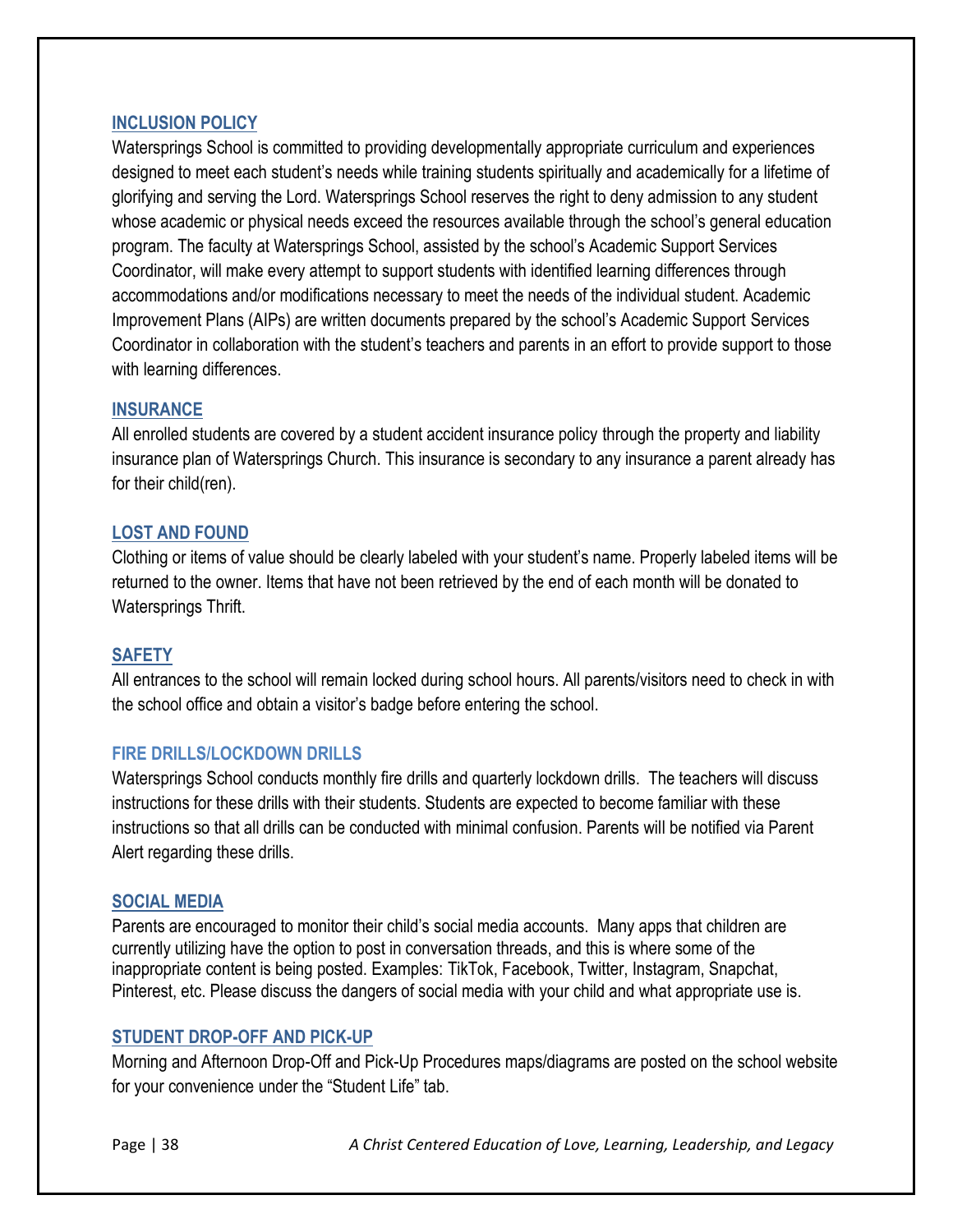## INCLUSION POLICY

Watersprings School is committed to providing developmentally appropriate curriculum and experiences designed to meet each student's needs while training students spiritually and academically for a lifetime of glorifying and serving the Lord. Watersprings School reserves the right to deny admission to any student whose academic or physical needs exceed the resources available through the school's general education program. The faculty at Watersprings School, assisted by the school's Academic Support Services Coordinator, will make every attempt to support students with identified learning differences through accommodations and/or modifications necessary to meet the needs of the individual student. Academic Improvement Plans (AIPs) are written documents prepared by the school's Academic Support Services Coordinator in collaboration with the student's teachers and parents in an effort to provide support to those with learning differences.

## INSURANCE

All enrolled students are covered by a student accident insurance policy through the property and liability insurance plan of Watersprings Church. This insurance is secondary to any insurance a parent already has for their child(ren).

## LOST AND FOUND

Clothing or items of value should be clearly labeled with your student's name. Properly labeled items will be returned to the owner. Items that have not been retrieved by the end of each month will be donated to Watersprings Thrift.

## SAFETY

All entrances to the school will remain locked during school hours. All parents/visitors need to check in with the school office and obtain a visitor's badge before entering the school.

### FIRE DRILLS/LOCKDOWN DRILLS

Watersprings School conducts monthly fire drills and quarterly lockdown drills. The teachers will discuss instructions for these drills with their students. Students are expected to become familiar with these instructions so that all drills can be conducted with minimal confusion. Parents will be notified via Parent Alert regarding these drills.

## SOCIAL MEDIA

Parents are encouraged to monitor their child's social media accounts. Many apps that children are currently utilizing have the option to post in conversation threads, and this is where some of the inappropriate content is being posted. Examples: TikTok, Facebook, Twitter, Instagram, Snapchat, Pinterest, etc. Please discuss the dangers of social media with your child and what appropriate use is.

## STUDENT DROP-OFF AND PICK-UP

Morning and Afternoon Drop-Off and Pick-Up Procedures maps/diagrams are posted on the school website for your convenience under the "Student Life" tab.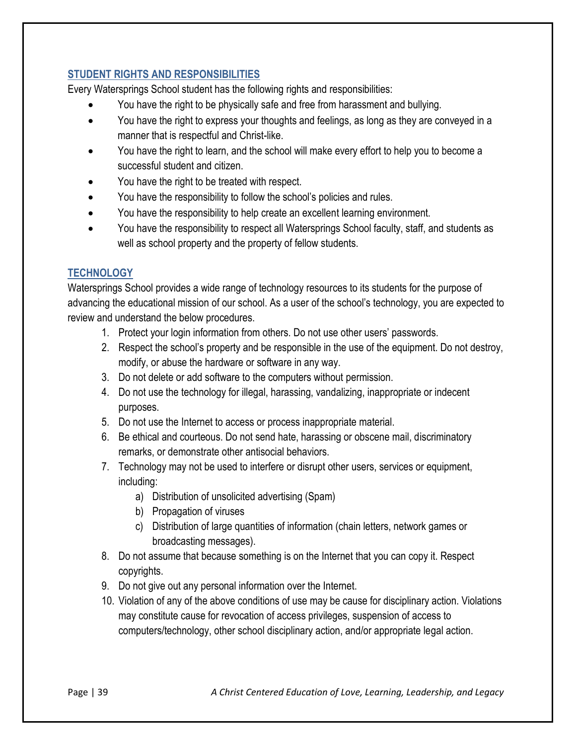## STUDENT RIGHTS AND RESPONSIBILITIES

Every Watersprings School student has the following rights and responsibilities:

- You have the right to be physically safe and free from harassment and bullying.
- You have the right to express your thoughts and feelings, as long as they are conveyed in a manner that is respectful and Christ-like.
- You have the right to learn, and the school will make every effort to help you to become a successful student and citizen.
- You have the right to be treated with respect.
- You have the responsibility to follow the school's policies and rules.
- You have the responsibility to help create an excellent learning environment.
- You have the responsibility to respect all Watersprings School faculty, staff, and students as well as school property and the property of fellow students.

## TECHNOLOGY

Watersprings School provides a wide range of technology resources to its students for the purpose of advancing the educational mission of our school. As a user of the school's technology, you are expected to review and understand the below procedures.

1. Protect your login information from others. Do not use other users' passwords.
2. Respect the school's property and be responsible in the use of the equipment. Do not destroy, modify, or abuse the hardware or software in any way.
3. Do not delete or add software to the computers without permission.
4. Do not use the technology for illegal, harassing, vandalizing, inappropriate or indecent purposes.
5. Do not use the Internet to access or process inappropriate material.
6. Be ethical and courteous. Do not send hate, harassing or obscene mail, discriminatory remarks, or demonstrate other antisocial behaviors.
7. Technology may not be used to interfere or disrupt other users, services or equipment, including:
   a) Distribution of unsolicited advertising (Spam)
   b) Propagation of viruses
   c) Distribution of large quantities of information (chain letters, network games or broadcasting messages).
8. Do not assume that because something is on the Internet that you can copy it. Respect copyrights.
9. Do not give out any personal information over the Internet.
10. Violation of any of the above conditions of use may be cause for disciplinary action. Violations may constitute cause for revocation of access privileges, suspension of access to computers/technology, other school disciplinary action, and/or appropriate legal action.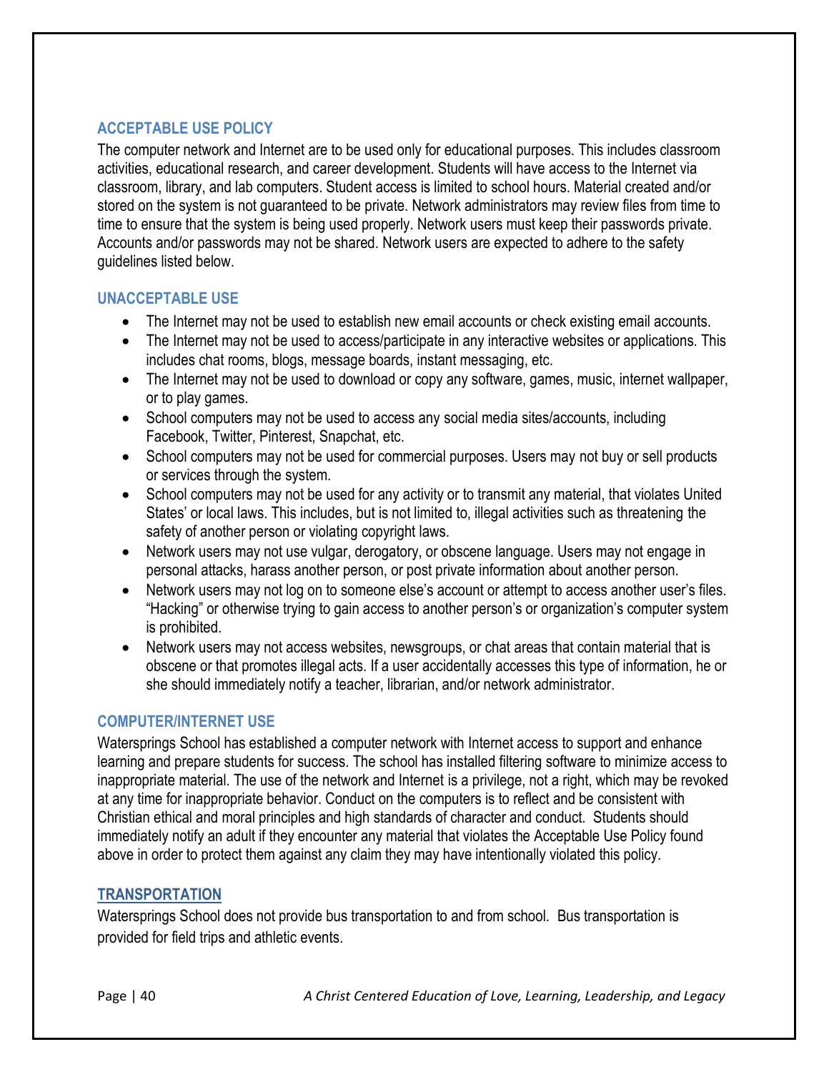## ACCEPTABLE USE POLICY

The computer network and Internet are to be used only for educational purposes. This includes classroom activities, educational research, and career development. Students will have access to the Internet via classroom, library, and lab computers. Student access is limited to school hours. Material created and/or stored on the system is not guaranteed to be private. Network administrators may review files from time to time to ensure that the system is being used properly. Network users must keep their passwords private. Accounts and/or passwords may not be shared. Network users are expected to adhere to the safety guidelines listed below.

## UNACCEPTABLE USE

- The Internet may not be used to establish new email accounts or check existing email accounts.
- The Internet may not be used to access/participate in any interactive websites or applications. This includes chat rooms, blogs, message boards, instant messaging, etc.
- The Internet may not be used to download or copy any software, games, music, internet wallpaper, or to play games.
- School computers may not be used to access any social media sites/accounts, including Facebook, Twitter, Pinterest, Snapchat, etc.
- School computers may not be used for commercial purposes. Users may not buy or sell products or services through the system.
- School computers may not be used for any activity or to transmit any material, that violates United States' or local laws. This includes, but is not limited to, illegal activities such as threatening the safety of another person or violating copyright laws.
- Network users may not use vulgar, derogatory, or obscene language. Users may not engage in personal attacks, harass another person, or post private information about another person.
- Network users may not log on to someone else's account or attempt to access another user's files. "Hacking" or otherwise trying to gain access to another person's or organization's computer system is prohibited.
- Network users may not access websites, newsgroups, or chat areas that contain material that is obscene or that promotes illegal acts. If a user accidentally accesses this type of information, he or she should immediately notify a teacher, librarian, and/or network administrator.

## COMPUTER/INTERNET USE

Watersprings School has established a computer network with Internet access to support and enhance learning and prepare students for success. The school has installed filtering software to minimize access to inappropriate material. The use of the network and Internet is a privilege, not a right, which may be revoked at any time for inappropriate behavior. Conduct on the computers is to reflect and be consistent with Christian ethical and moral principles and high standards of character and conduct. Students should immediately notify an adult if they encounter any material that violates the Acceptable Use Policy found above in order to protect them against any claim they may have intentionally violated this policy.

## TRANSPORTATION

Watersprings School does not provide bus transportation to and from school. Bus transportation is provided for field trips and athletic events.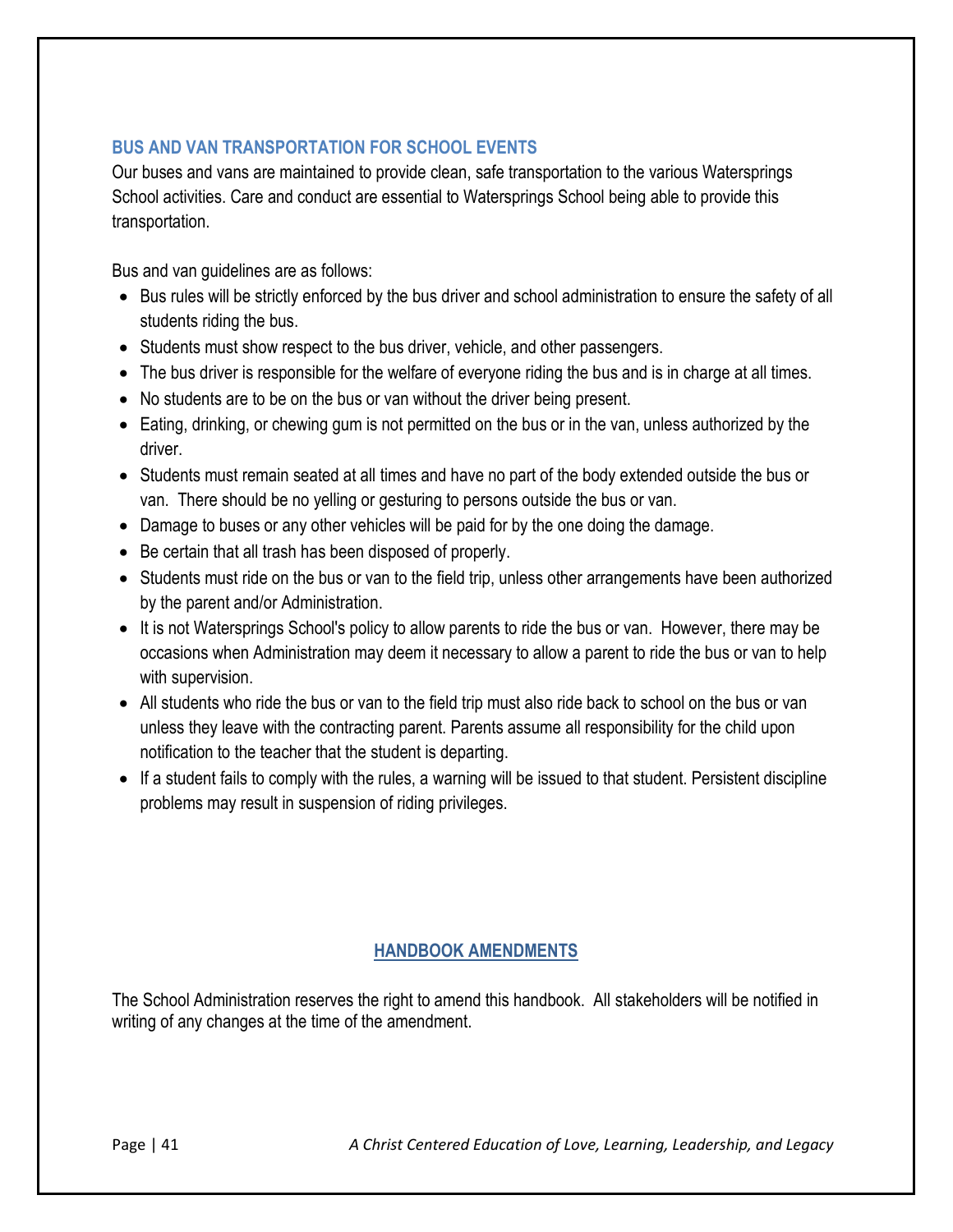### BUS AND VAN TRANSPORTATION FOR SCHOOL EVENTS

Our buses and vans are maintained to provide clean, safe transportation to the various Watersprings School activities. Care and conduct are essential to Watersprings School being able to provide this transportation.

Bus and van guidelines are as follows:

- Bus rules will be strictly enforced by the bus driver and school administration to ensure the safety of all students riding the bus.
- Students must show respect to the bus driver, vehicle, and other passengers.
- The bus driver is responsible for the welfare of everyone riding the bus and is in charge at all times.
- No students are to be on the bus or van without the driver being present.
- Eating, drinking, or chewing gum is not permitted on the bus or in the van, unless authorized by the driver.
- Students must remain seated at all times and have no part of the body extended outside the bus or van. There should be no yelling or gesturing to persons outside the bus or van.
- Damage to buses or any other vehicles will be paid for by the one doing the damage.
- Be certain that all trash has been disposed of properly.
- Students must ride on the bus or van to the field trip, unless other arrangements have been authorized by the parent and/or Administration.
- It is not Watersprings School's policy to allow parents to ride the bus or van. However, there may be occasions when Administration may deem it necessary to allow a parent to ride the bus or van to help with supervision.
- All students who ride the bus or van to the field trip must also ride back to school on the bus or van unless they leave with the contracting parent. Parents assume all responsibility for the child upon notification to the teacher that the student is departing.
- If a student fails to comply with the rules, a warning will be issued to that student. Persistent discipline problems may result in suspension of riding privileges.

## HANDBOOK AMENDMENTS

The School Administration reserves the right to amend this handbook. All stakeholders will be notified in writing of any changes at the time of the amendment.